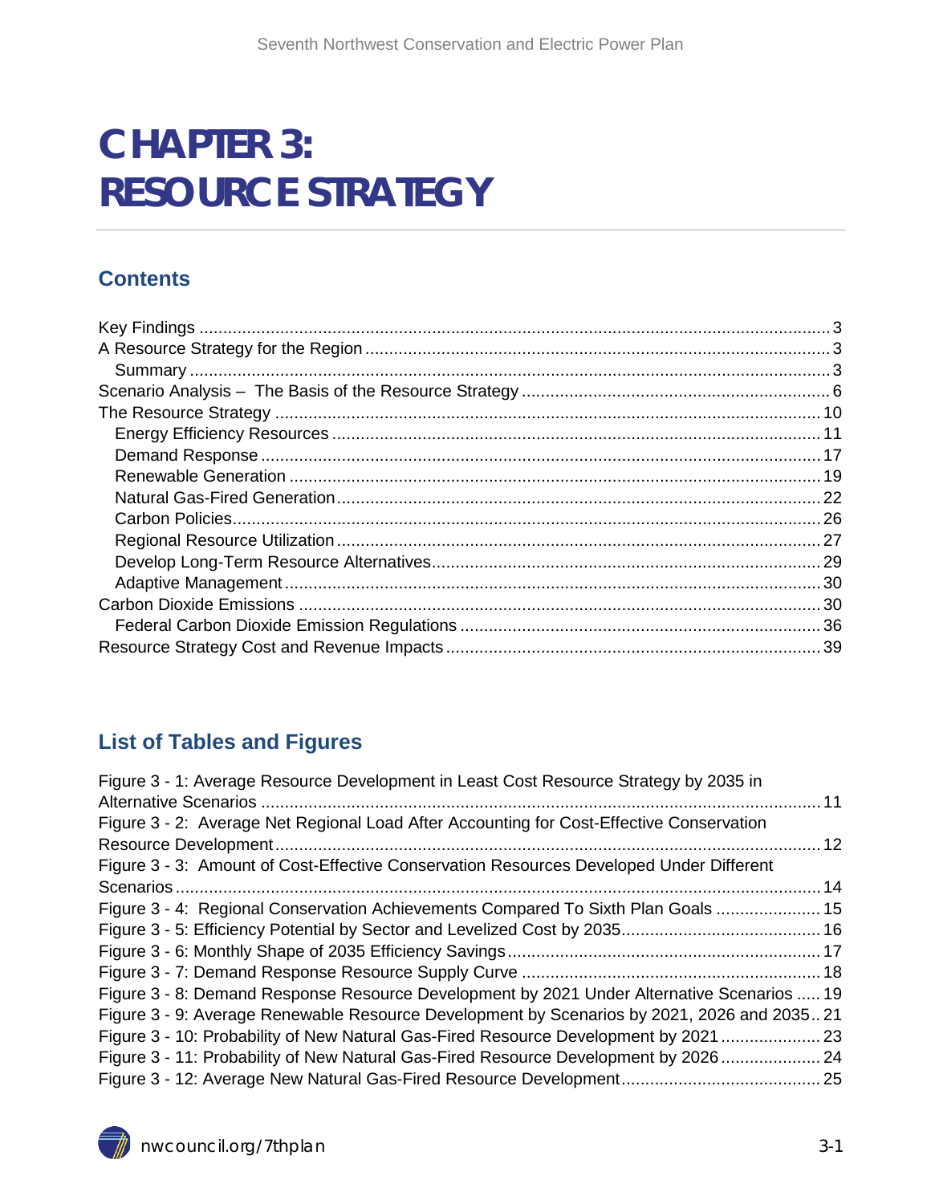# CHAPTER 3: RESOURCE STRATEGY

## Contents

Key Findings .......... 3
A Resource Strategy for the Region .......... 3
  Summary .......... 3
Scenario Analysis – The Basis of the Resource Strategy .......... 6
The Resource Strategy .......... 10
  Energy Efficiency Resources .......... 11
  Demand Response .......... 17
  Renewable Generation .......... 19
  Natural Gas-Fired Generation .......... 22
  Carbon Policies .......... 26
  Regional Resource Utilization .......... 27
  Develop Long-Term Resource Alternatives .......... 29
  Adaptive Management .......... 30
Carbon Dioxide Emissions .......... 30
  Federal Carbon Dioxide Emission Regulations .......... 36
Resource Strategy Cost and Revenue Impacts .......... 39

## List of Tables and Figures

Figure 3 - 1: Average Resource Development in Least Cost Resource Strategy by 2035 in Alternative Scenarios .......... 11
Figure 3 - 2: Average Net Regional Load After Accounting for Cost-Effective Conservation Resource Development .......... 12
Figure 3 - 3: Amount of Cost-Effective Conservation Resources Developed Under Different Scenarios .......... 14
Figure 3 - 4: Regional Conservation Achievements Compared To Sixth Plan Goals .......... 15
Figure 3 - 5: Efficiency Potential by Sector and Levelized Cost by 2035 .......... 16
Figure 3 - 6: Monthly Shape of 2035 Efficiency Savings .......... 17
Figure 3 - 7: Demand Response Resource Supply Curve .......... 18
Figure 3 - 8: Demand Response Resource Development by 2021 Under Alternative Scenarios .......... 19
Figure 3 - 9: Average Renewable Resource Development by Scenarios by 2021, 2026 and 2035 .......... 21
Figure 3 - 10: Probability of New Natural Gas-Fired Resource Development by 2021 .......... 23
Figure 3 - 11: Probability of New Natural Gas-Fired Resource Development by 2026 .......... 24
Figure 3 - 12: Average New Natural Gas-Fired Resource Development .......... 25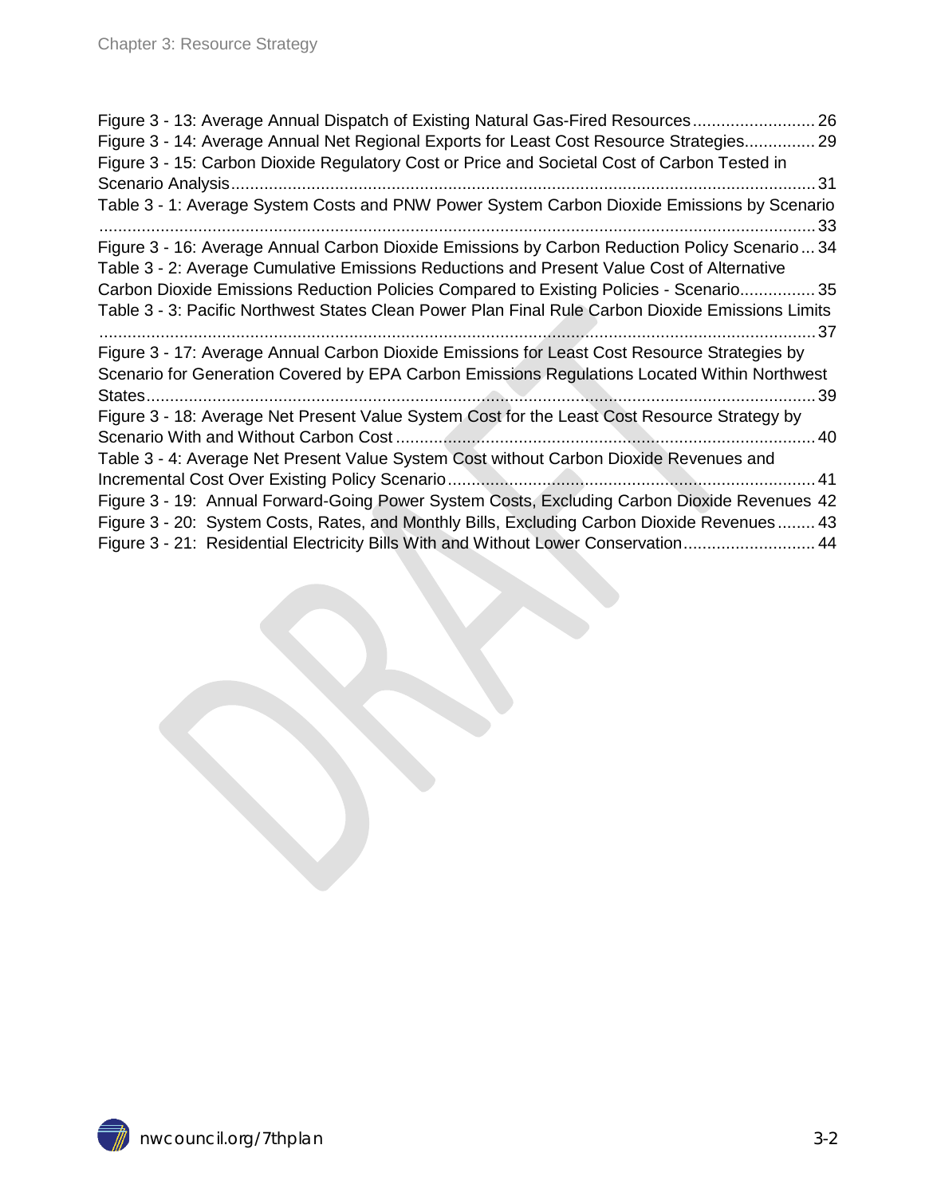Figure 3 - 13: Average Annual Dispatch of Existing Natural Gas-Fired Resources .......................... 26
Figure 3 - 14: Average Annual Net Regional Exports for Least Cost Resource Strategies............... 29
Figure 3 - 15: Carbon Dioxide Regulatory Cost or Price and Societal Cost of Carbon Tested in Scenario Analysis ............................................................................................................................ 31
Table 3 - 1: Average System Costs and PNW Power System Carbon Dioxide Emissions by Scenario ........................................................................................................................................ 33
Figure 3 - 16: Average Annual Carbon Dioxide Emissions by Carbon Reduction Policy Scenario ... 34
Table 3 - 2: Average Cumulative Emissions Reductions and Present Value Cost of Alternative Carbon Dioxide Emissions Reduction Policies Compared to Existing Policies - Scenario................ 35
Table 3 - 3: Pacific Northwest States Clean Power Plan Final Rule Carbon Dioxide Emissions Limits ........................................................................................................................................ 37
Figure 3 - 17: Average Annual Carbon Dioxide Emissions for Least Cost Resource Strategies by Scenario for Generation Covered by EPA Carbon Emissions Regulations Located Within Northwest States............................................................................................................................... 39
Figure 3 - 18: Average Net Present Value System Cost for the Least Cost Resource Strategy by Scenario With and Without Carbon Cost ......................................................................................... 40
Table 3 - 4: Average Net Present Value System Cost without Carbon Dioxide Revenues and Incremental Cost Over Existing Policy Scenario .............................................................................. 41
Figure 3 - 19: Annual Forward-Going Power System Costs, Excluding Carbon Dioxide Revenues 42
Figure 3 - 20: System Costs, Rates, and Monthly Bills, Excluding Carbon Dioxide Revenues ........ 43
Figure 3 - 21: Residential Electricity Bills With and Without Lower Conservation............................ 44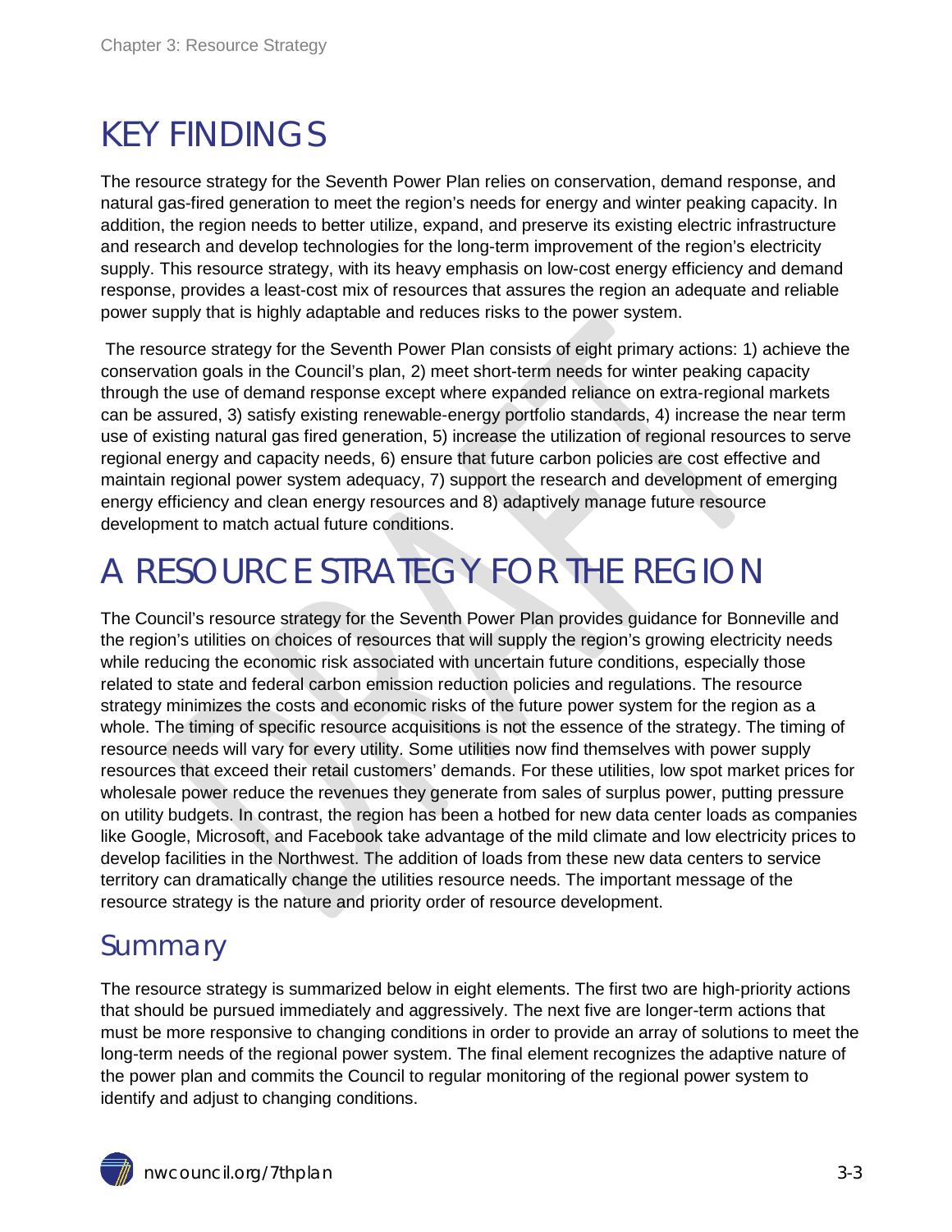# KEY FINDINGS

The resource strategy for the Seventh Power Plan relies on conservation, demand response, and natural gas-fired generation to meet the region's needs for energy and winter peaking capacity. In addition, the region needs to better utilize, expand, and preserve its existing electric infrastructure and research and develop technologies for the long-term improvement of the region's electricity supply. This resource strategy, with its heavy emphasis on low-cost energy efficiency and demand response, provides a least-cost mix of resources that assures the region an adequate and reliable power supply that is highly adaptable and reduces risks to the power system.

The resource strategy for the Seventh Power Plan consists of eight primary actions: 1) achieve the conservation goals in the Council's plan, 2) meet short-term needs for winter peaking capacity through the use of demand response except where expanded reliance on extra-regional markets can be assured, 3) satisfy existing renewable-energy portfolio standards, 4) increase the near term use of existing natural gas fired generation, 5) increase the utilization of regional resources to serve regional energy and capacity needs, 6) ensure that future carbon policies are cost effective and maintain regional power system adequacy, 7) support the research and development of emerging energy efficiency and clean energy resources and 8) adaptively manage future resource development to match actual future conditions.

# A RESOURCE STRATEGY FOR THE REGION

The Council's resource strategy for the Seventh Power Plan provides guidance for Bonneville and the region's utilities on choices of resources that will supply the region's growing electricity needs while reducing the economic risk associated with uncertain future conditions, especially those related to state and federal carbon emission reduction policies and regulations. The resource strategy minimizes the costs and economic risks of the future power system for the region as a whole. The timing of specific resource acquisitions is not the essence of the strategy. The timing of resource needs will vary for every utility. Some utilities now find themselves with power supply resources that exceed their retail customers' demands. For these utilities, low spot market prices for wholesale power reduce the revenues they generate from sales of surplus power, putting pressure on utility budgets. In contrast, the region has been a hotbed for new data center loads as companies like Google, Microsoft, and Facebook take advantage of the mild climate and low electricity prices to develop facilities in the Northwest. The addition of loads from these new data centers to service territory can dramatically change the utilities resource needs. The important message of the resource strategy is the nature and priority order of resource development.

## Summary

The resource strategy is summarized below in eight elements. The first two are high-priority actions that should be pursued immediately and aggressively. The next five are longer-term actions that must be more responsive to changing conditions in order to provide an array of solutions to meet the long-term needs of the regional power system. The final element recognizes the adaptive nature of the power plan and commits the Council to regular monitoring of the regional power system to identify and adjust to changing conditions.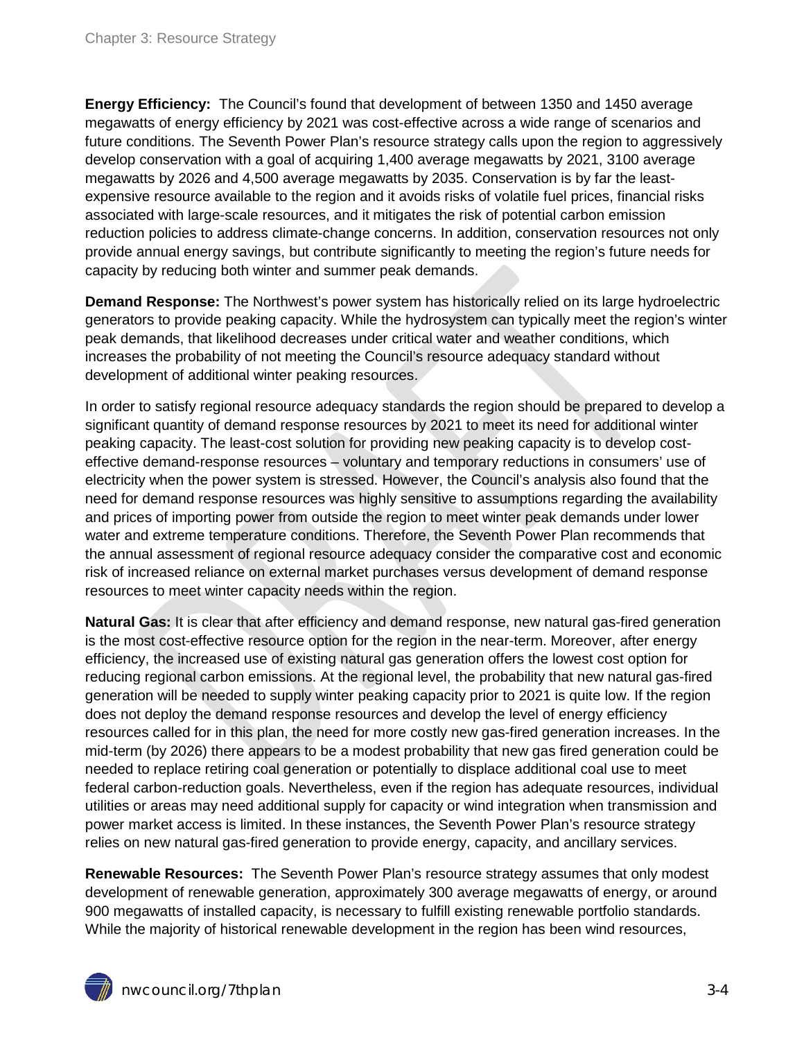**Energy Efficiency:** The Council's found that development of between 1350 and 1450 average megawatts of energy efficiency by 2021 was cost-effective across a wide range of scenarios and future conditions. The Seventh Power Plan's resource strategy calls upon the region to aggressively develop conservation with a goal of acquiring 1,400 average megawatts by 2021, 3100 average megawatts by 2026 and 4,500 average megawatts by 2035. Conservation is by far the least-expensive resource available to the region and it avoids risks of volatile fuel prices, financial risks associated with large-scale resources, and it mitigates the risk of potential carbon emission reduction policies to address climate-change concerns. In addition, conservation resources not only provide annual energy savings, but contribute significantly to meeting the region's future needs for capacity by reducing both winter and summer peak demands.

**Demand Response:** The Northwest's power system has historically relied on its large hydroelectric generators to provide peaking capacity. While the hydrosystem can typically meet the region's winter peak demands, that likelihood decreases under critical water and weather conditions, which increases the probability of not meeting the Council's resource adequacy standard without development of additional winter peaking resources.

In order to satisfy regional resource adequacy standards the region should be prepared to develop a significant quantity of demand response resources by 2021 to meet its need for additional winter peaking capacity. The least-cost solution for providing new peaking capacity is to develop cost-effective demand-response resources – voluntary and temporary reductions in consumers' use of electricity when the power system is stressed. However, the Council's analysis also found that the need for demand response resources was highly sensitive to assumptions regarding the availability and prices of importing power from outside the region to meet winter peak demands under lower water and extreme temperature conditions. Therefore, the Seventh Power Plan recommends that the annual assessment of regional resource adequacy consider the comparative cost and economic risk of increased reliance on external market purchases versus development of demand response resources to meet winter capacity needs within the region.

**Natural Gas:** It is clear that after efficiency and demand response, new natural gas-fired generation is the most cost-effective resource option for the region in the near-term. Moreover, after energy efficiency, the increased use of existing natural gas generation offers the lowest cost option for reducing regional carbon emissions. At the regional level, the probability that new natural gas-fired generation will be needed to supply winter peaking capacity prior to 2021 is quite low. If the region does not deploy the demand response resources and develop the level of energy efficiency resources called for in this plan, the need for more costly new gas-fired generation increases. In the mid-term (by 2026) there appears to be a modest probability that new gas fired generation could be needed to replace retiring coal generation or potentially to displace additional coal use to meet federal carbon-reduction goals. Nevertheless, even if the region has adequate resources, individual utilities or areas may need additional supply for capacity or wind integration when transmission and power market access is limited. In these instances, the Seventh Power Plan's resource strategy relies on new natural gas-fired generation to provide energy, capacity, and ancillary services.

**Renewable Resources:** The Seventh Power Plan's resource strategy assumes that only modest development of renewable generation, approximately 300 average megawatts of energy, or around 900 megawatts of installed capacity, is necessary to fulfill existing renewable portfolio standards. While the majority of historical renewable development in the region has been wind resources,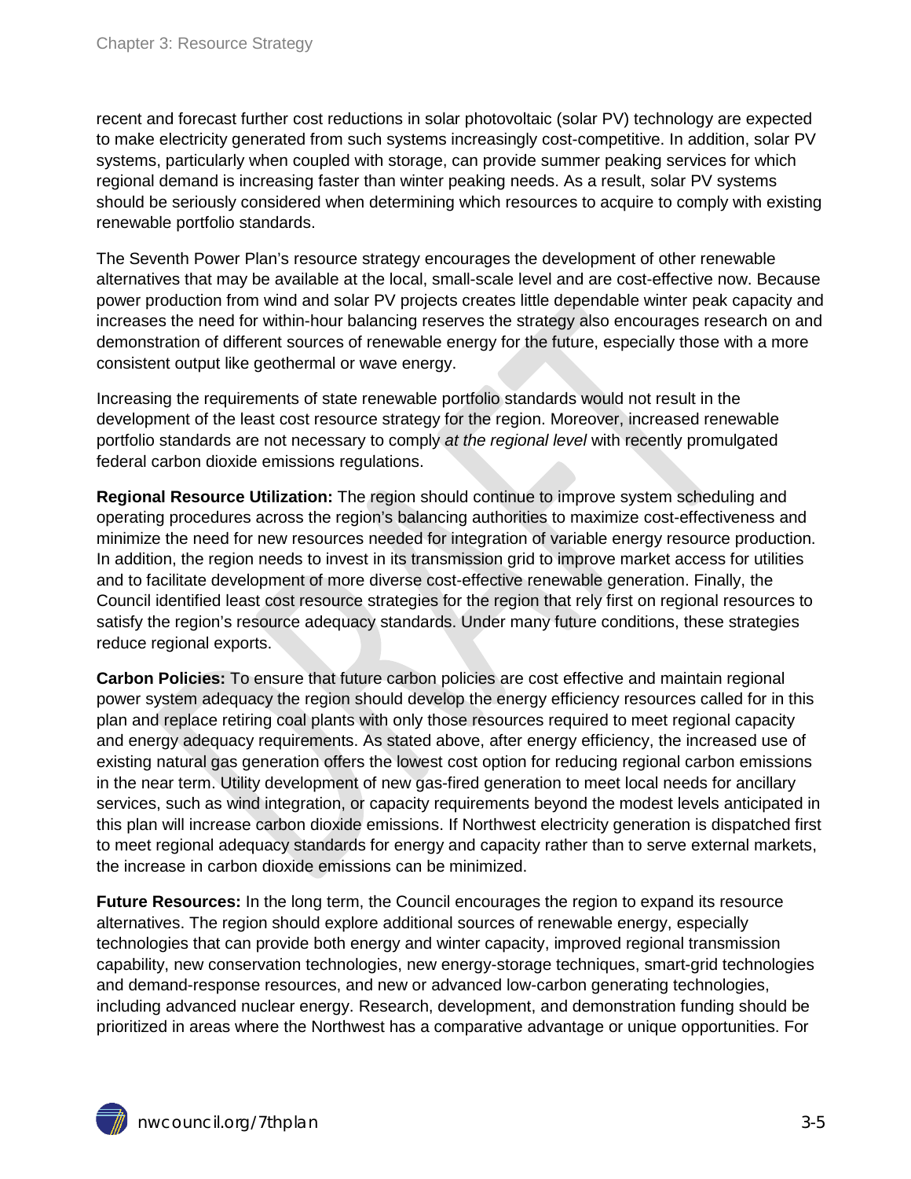recent and forecast further cost reductions in solar photovoltaic (solar PV) technology are expected to make electricity generated from such systems increasingly cost-competitive. In addition, solar PV systems, particularly when coupled with storage, can provide summer peaking services for which regional demand is increasing faster than winter peaking needs. As a result, solar PV systems should be seriously considered when determining which resources to acquire to comply with existing renewable portfolio standards.

The Seventh Power Plan's resource strategy encourages the development of other renewable alternatives that may be available at the local, small-scale level and are cost-effective now. Because power production from wind and solar PV projects creates little dependable winter peak capacity and increases the need for within-hour balancing reserves the strategy also encourages research on and demonstration of different sources of renewable energy for the future, especially those with a more consistent output like geothermal or wave energy.

Increasing the requirements of state renewable portfolio standards would not result in the development of the least cost resource strategy for the region. Moreover, increased renewable portfolio standards are not necessary to comply *at the regional level* with recently promulgated federal carbon dioxide emissions regulations.

**Regional Resource Utilization:** The region should continue to improve system scheduling and operating procedures across the region's balancing authorities to maximize cost-effectiveness and minimize the need for new resources needed for integration of variable energy resource production. In addition, the region needs to invest in its transmission grid to improve market access for utilities and to facilitate development of more diverse cost-effective renewable generation. Finally, the Council identified least cost resource strategies for the region that rely first on regional resources to satisfy the region's resource adequacy standards. Under many future conditions, these strategies reduce regional exports.

**Carbon Policies:** To ensure that future carbon policies are cost effective and maintain regional power system adequacy the region should develop the energy efficiency resources called for in this plan and replace retiring coal plants with only those resources required to meet regional capacity and energy adequacy requirements. As stated above, after energy efficiency, the increased use of existing natural gas generation offers the lowest cost option for reducing regional carbon emissions in the near term. Utility development of new gas-fired generation to meet local needs for ancillary services, such as wind integration, or capacity requirements beyond the modest levels anticipated in this plan will increase carbon dioxide emissions. If Northwest electricity generation is dispatched first to meet regional adequacy standards for energy and capacity rather than to serve external markets, the increase in carbon dioxide emissions can be minimized.

**Future Resources:** In the long term, the Council encourages the region to expand its resource alternatives. The region should explore additional sources of renewable energy, especially technologies that can provide both energy and winter capacity, improved regional transmission capability, new conservation technologies, new energy-storage techniques, smart-grid technologies and demand-response resources, and new or advanced low-carbon generating technologies, including advanced nuclear energy. Research, development, and demonstration funding should be prioritized in areas where the Northwest has a comparative advantage or unique opportunities. For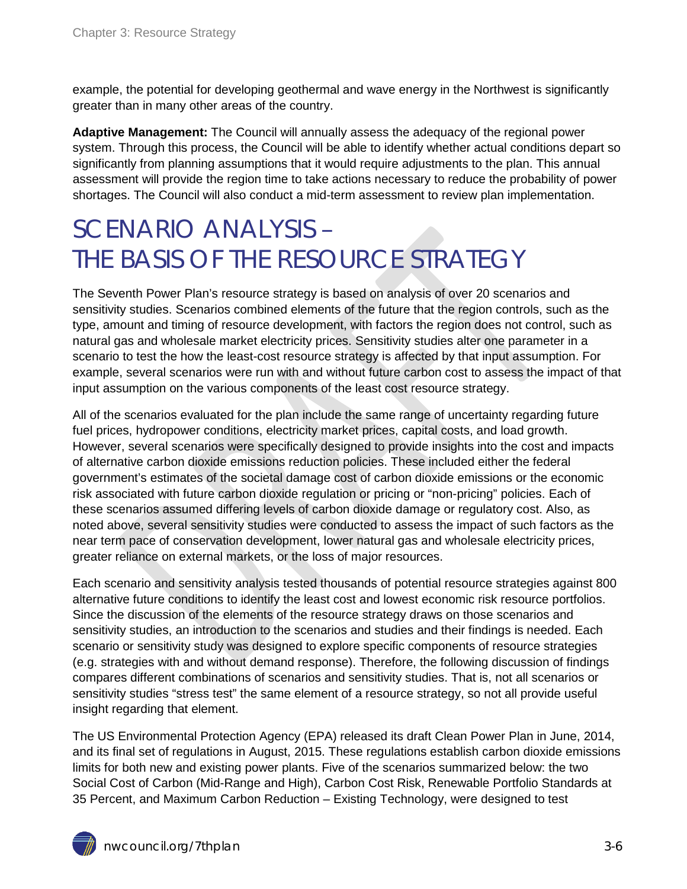example, the potential for developing geothermal and wave energy in the Northwest is significantly greater than in many other areas of the country.

**Adaptive Management:** The Council will annually assess the adequacy of the regional power system. Through this process, the Council will be able to identify whether actual conditions depart so significantly from planning assumptions that it would require adjustments to the plan. This annual assessment will provide the region time to take actions necessary to reduce the probability of power shortages. The Council will also conduct a mid-term assessment to review plan implementation.

# SCENARIO ANALYSIS – THE BASIS OF THE RESOURCE STRATEGY

The Seventh Power Plan's resource strategy is based on analysis of over 20 scenarios and sensitivity studies. Scenarios combined elements of the future that the region controls, such as the type, amount and timing of resource development, with factors the region does not control, such as natural gas and wholesale market electricity prices. Sensitivity studies alter one parameter in a scenario to test the how the least-cost resource strategy is affected by that input assumption. For example, several scenarios were run with and without future carbon cost to assess the impact of that input assumption on the various components of the least cost resource strategy.

All of the scenarios evaluated for the plan include the same range of uncertainty regarding future fuel prices, hydropower conditions, electricity market prices, capital costs, and load growth. However, several scenarios were specifically designed to provide insights into the cost and impacts of alternative carbon dioxide emissions reduction policies. These included either the federal government's estimates of the societal damage cost of carbon dioxide emissions or the economic risk associated with future carbon dioxide regulation or pricing or "non-pricing" policies. Each of these scenarios assumed differing levels of carbon dioxide damage or regulatory cost. Also, as noted above, several sensitivity studies were conducted to assess the impact of such factors as the near term pace of conservation development, lower natural gas and wholesale electricity prices, greater reliance on external markets, or the loss of major resources.

Each scenario and sensitivity analysis tested thousands of potential resource strategies against 800 alternative future conditions to identify the least cost and lowest economic risk resource portfolios. Since the discussion of the elements of the resource strategy draws on those scenarios and sensitivity studies, an introduction to the scenarios and studies and their findings is needed. Each scenario or sensitivity study was designed to explore specific components of resource strategies (e.g. strategies with and without demand response). Therefore, the following discussion of findings compares different combinations of scenarios and sensitivity studies. That is, not all scenarios or sensitivity studies "stress test" the same element of a resource strategy, so not all provide useful insight regarding that element.

The US Environmental Protection Agency (EPA) released its draft Clean Power Plan in June, 2014, and its final set of regulations in August, 2015. These regulations establish carbon dioxide emissions limits for both new and existing power plants. Five of the scenarios summarized below: the two Social Cost of Carbon (Mid-Range and High), Carbon Cost Risk, Renewable Portfolio Standards at 35 Percent, and Maximum Carbon Reduction – Existing Technology, were designed to test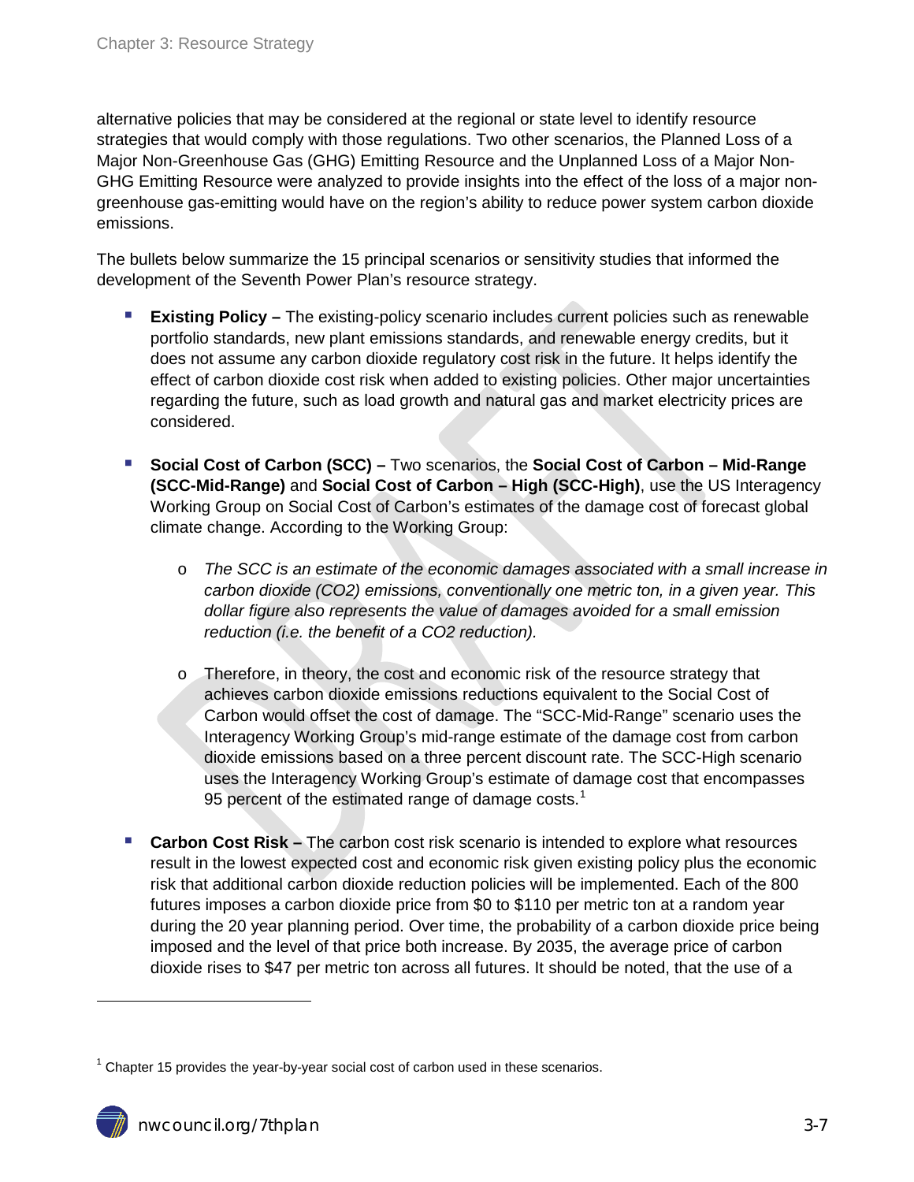alternative policies that may be considered at the regional or state level to identify resource strategies that would comply with those regulations. Two other scenarios, the Planned Loss of a Major Non-Greenhouse Gas (GHG) Emitting Resource and the Unplanned Loss of a Major Non-GHG Emitting Resource were analyzed to provide insights into the effect of the loss of a major non-greenhouse gas-emitting would have on the region's ability to reduce power system carbon dioxide emissions.

The bullets below summarize the 15 principal scenarios or sensitivity studies that informed the development of the Seventh Power Plan's resource strategy.

- **Existing Policy –** The existing-policy scenario includes current policies such as renewable portfolio standards, new plant emissions standards, and renewable energy credits, but it does not assume any carbon dioxide regulatory cost risk in the future. It helps identify the effect of carbon dioxide cost risk when added to existing policies. Other major uncertainties regarding the future, such as load growth and natural gas and market electricity prices are considered.

- **Social Cost of Carbon (SCC) –** Two scenarios, the **Social Cost of Carbon – Mid-Range (SCC-Mid-Range)** and **Social Cost of Carbon – High (SCC-High)**, use the US Interagency Working Group on Social Cost of Carbon's estimates of the damage cost of forecast global climate change. According to the Working Group:
  - *The SCC is an estimate of the economic damages associated with a small increase in carbon dioxide ($CO_2$) emissions, conventionally one metric ton, in a given year. This dollar figure also represents the value of damages avoided for a small emission reduction (i.e. the benefit of a $CO_2$ reduction).*
  - Therefore, in theory, the cost and economic risk of the resource strategy that achieves carbon dioxide emissions reductions equivalent to the Social Cost of Carbon would offset the cost of damage. The "SCC-Mid-Range" scenario uses the Interagency Working Group's mid-range estimate of the damage cost from carbon dioxide emissions based on a three percent discount rate. The SCC-High scenario uses the Interagency Working Group's estimate of damage cost that encompasses 95 percent of the estimated range of damage costs.[1]

- **Carbon Cost Risk –** The carbon cost risk scenario is intended to explore what resources result in the lowest expected cost and economic risk given existing policy plus the economic risk that additional carbon dioxide reduction policies will be implemented. Each of the 800 futures imposes a carbon dioxide price from \$0 to \$110 per metric ton at a random year during the 20 year planning period. Over time, the probability of a carbon dioxide price being imposed and the level of that price both increase. By 2035, the average price of carbon dioxide rises to \$47 per metric ton across all futures. It should be noted, that the use of a

[1] Chapter 15 provides the year-by-year social cost of carbon used in these scenarios.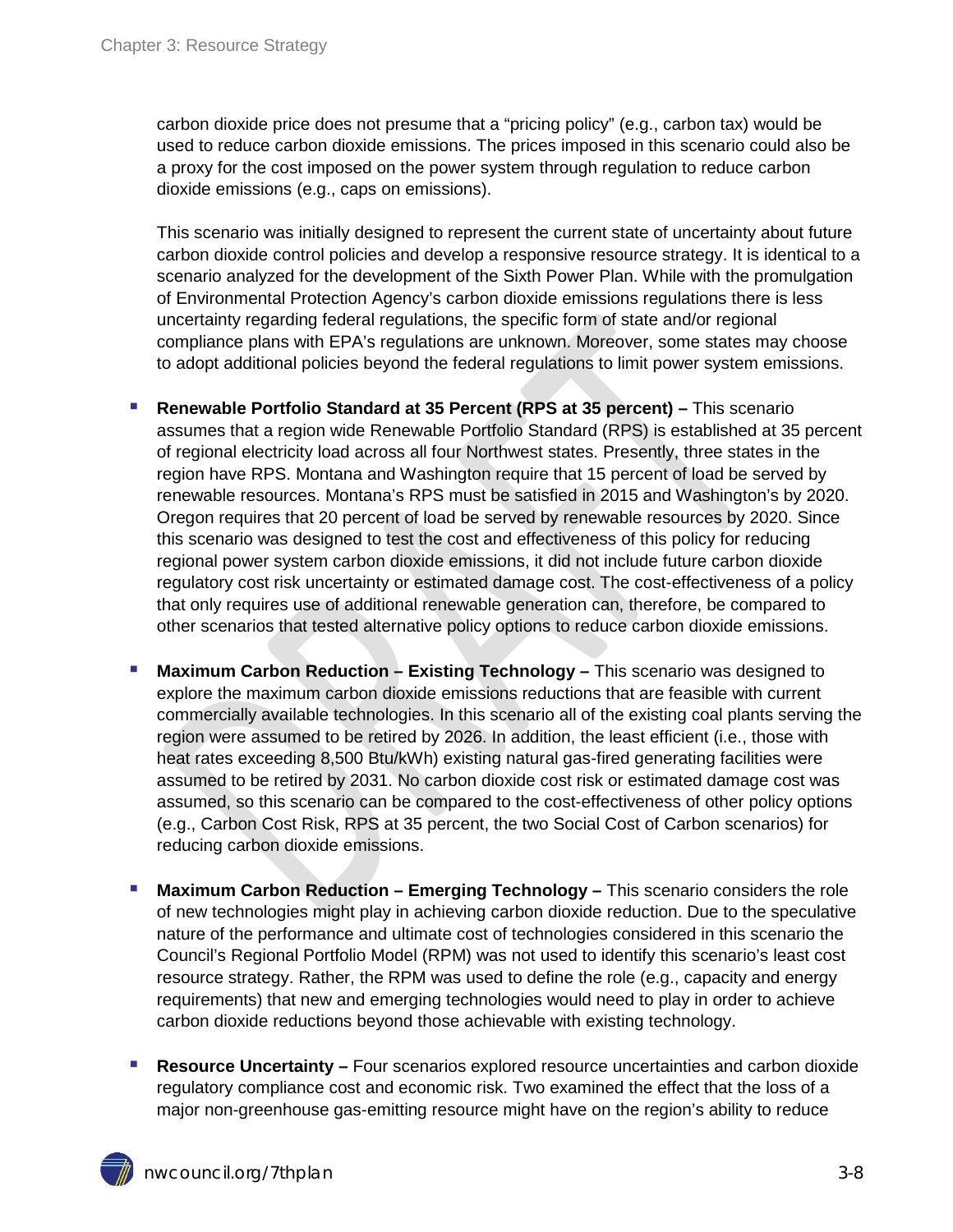carbon dioxide price does not presume that a "pricing policy" (e.g., carbon tax) would be used to reduce carbon dioxide emissions. The prices imposed in this scenario could also be a proxy for the cost imposed on the power system through regulation to reduce carbon dioxide emissions (e.g., caps on emissions).

This scenario was initially designed to represent the current state of uncertainty about future carbon dioxide control policies and develop a responsive resource strategy. It is identical to a scenario analyzed for the development of the Sixth Power Plan. While with the promulgation of Environmental Protection Agency's carbon dioxide emissions regulations there is less uncertainty regarding federal regulations, the specific form of state and/or regional compliance plans with EPA's regulations are unknown. Moreover, some states may choose to adopt additional policies beyond the federal regulations to limit power system emissions.

- **Renewable Portfolio Standard at 35 Percent (RPS at 35 percent) –** This scenario assumes that a region wide Renewable Portfolio Standard (RPS) is established at 35 percent of regional electricity load across all four Northwest states. Presently, three states in the region have RPS. Montana and Washington require that 15 percent of load be served by renewable resources. Montana's RPS must be satisfied in 2015 and Washington's by 2020. Oregon requires that 20 percent of load be served by renewable resources by 2020. Since this scenario was designed to test the cost and effectiveness of this policy for reducing regional power system carbon dioxide emissions, it did not include future carbon dioxide regulatory cost risk uncertainty or estimated damage cost. The cost-effectiveness of a policy that only requires use of additional renewable generation can, therefore, be compared to other scenarios that tested alternative policy options to reduce carbon dioxide emissions.

- **Maximum Carbon Reduction – Existing Technology –** This scenario was designed to explore the maximum carbon dioxide emissions reductions that are feasible with current commercially available technologies. In this scenario all of the existing coal plants serving the region were assumed to be retired by 2026. In addition, the least efficient (i.e., those with heat rates exceeding 8,500 Btu/kWh) existing natural gas-fired generating facilities were assumed to be retired by 2031. No carbon dioxide cost risk or estimated damage cost was assumed, so this scenario can be compared to the cost-effectiveness of other policy options (e.g., Carbon Cost Risk, RPS at 35 percent, the two Social Cost of Carbon scenarios) for reducing carbon dioxide emissions.

- **Maximum Carbon Reduction – Emerging Technology –** This scenario considers the role of new technologies might play in achieving carbon dioxide reduction. Due to the speculative nature of the performance and ultimate cost of technologies considered in this scenario the Council's Regional Portfolio Model (RPM) was not used to identify this scenario's least cost resource strategy. Rather, the RPM was used to define the role (e.g., capacity and energy requirements) that new and emerging technologies would need to play in order to achieve carbon dioxide reductions beyond those achievable with existing technology.

- **Resource Uncertainty –** Four scenarios explored resource uncertainties and carbon dioxide regulatory compliance cost and economic risk. Two examined the effect that the loss of a major non-greenhouse gas-emitting resource might have on the region's ability to reduce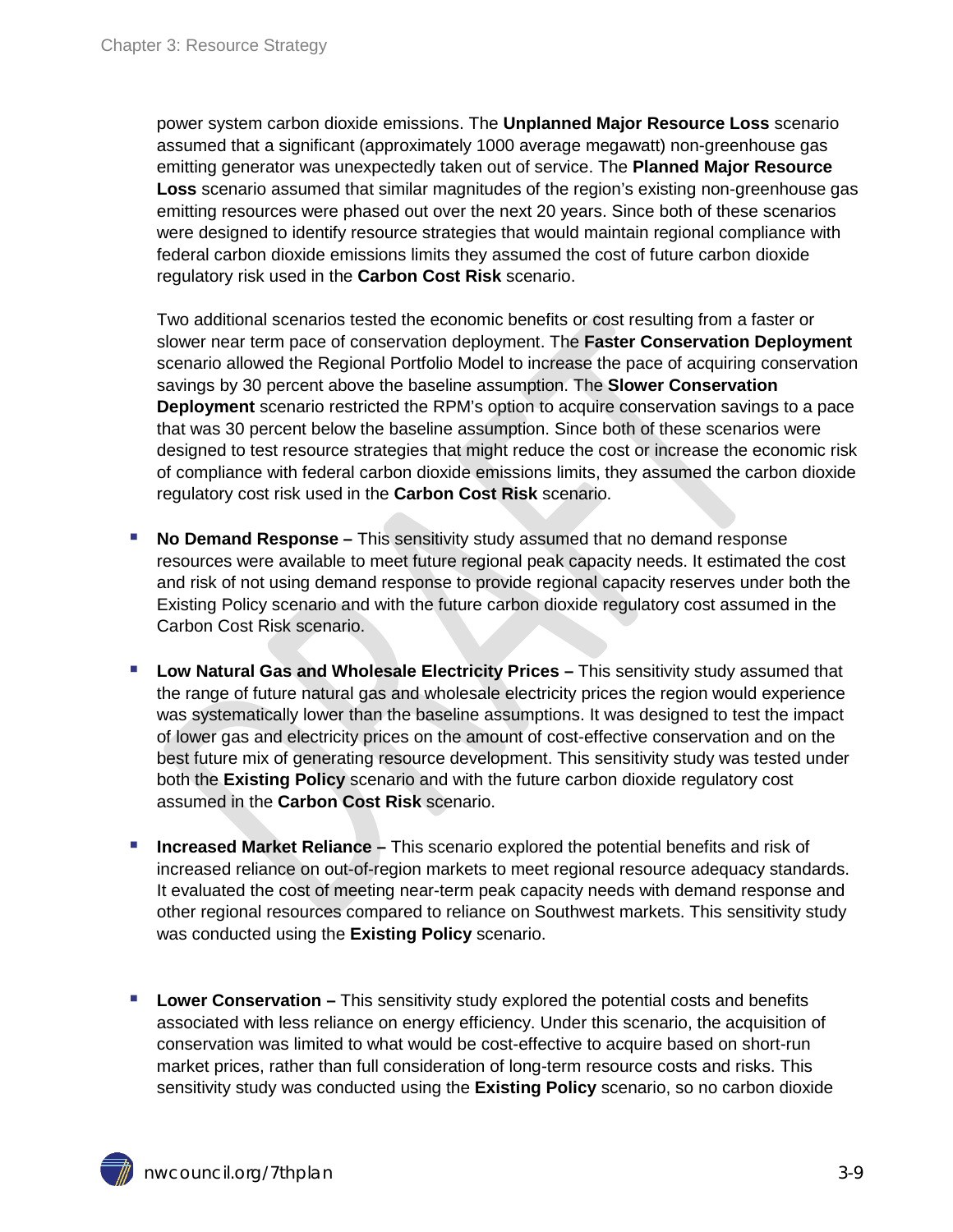power system carbon dioxide emissions. The **Unplanned Major Resource Loss** scenario assumed that a significant (approximately 1000 average megawatt) non-greenhouse gas emitting generator was unexpectedly taken out of service. The **Planned Major Resource Loss** scenario assumed that similar magnitudes of the region's existing non-greenhouse gas emitting resources were phased out over the next 20 years. Since both of these scenarios were designed to identify resource strategies that would maintain regional compliance with federal carbon dioxide emissions limits they assumed the cost of future carbon dioxide regulatory risk used in the **Carbon Cost Risk** scenario.

Two additional scenarios tested the economic benefits or cost resulting from a faster or slower near term pace of conservation deployment. The **Faster Conservation Deployment** scenario allowed the Regional Portfolio Model to increase the pace of acquiring conservation savings by 30 percent above the baseline assumption. The **Slower Conservation Deployment** scenario restricted the RPM's option to acquire conservation savings to a pace that was 30 percent below the baseline assumption. Since both of these scenarios were designed to test resource strategies that might reduce the cost or increase the economic risk of compliance with federal carbon dioxide emissions limits, they assumed the carbon dioxide regulatory cost risk used in the **Carbon Cost Risk** scenario.

- **No Demand Response –** This sensitivity study assumed that no demand response resources were available to meet future regional peak capacity needs. It estimated the cost and risk of not using demand response to provide regional capacity reserves under both the Existing Policy scenario and with the future carbon dioxide regulatory cost assumed in the Carbon Cost Risk scenario.

- **Low Natural Gas and Wholesale Electricity Prices –** This sensitivity study assumed that the range of future natural gas and wholesale electricity prices the region would experience was systematically lower than the baseline assumptions. It was designed to test the impact of lower gas and electricity prices on the amount of cost-effective conservation and on the best future mix of generating resource development. This sensitivity study was tested under both the **Existing Policy** scenario and with the future carbon dioxide regulatory cost assumed in the **Carbon Cost Risk** scenario.

- **Increased Market Reliance –** This scenario explored the potential benefits and risk of increased reliance on out-of-region markets to meet regional resource adequacy standards. It evaluated the cost of meeting near-term peak capacity needs with demand response and other regional resources compared to reliance on Southwest markets. This sensitivity study was conducted using the **Existing Policy** scenario.

- **Lower Conservation –** This sensitivity study explored the potential costs and benefits associated with less reliance on energy efficiency. Under this scenario, the acquisition of conservation was limited to what would be cost-effective to acquire based on short-run market prices, rather than full consideration of long-term resource costs and risks. This sensitivity study was conducted using the **Existing Policy** scenario, so no carbon dioxide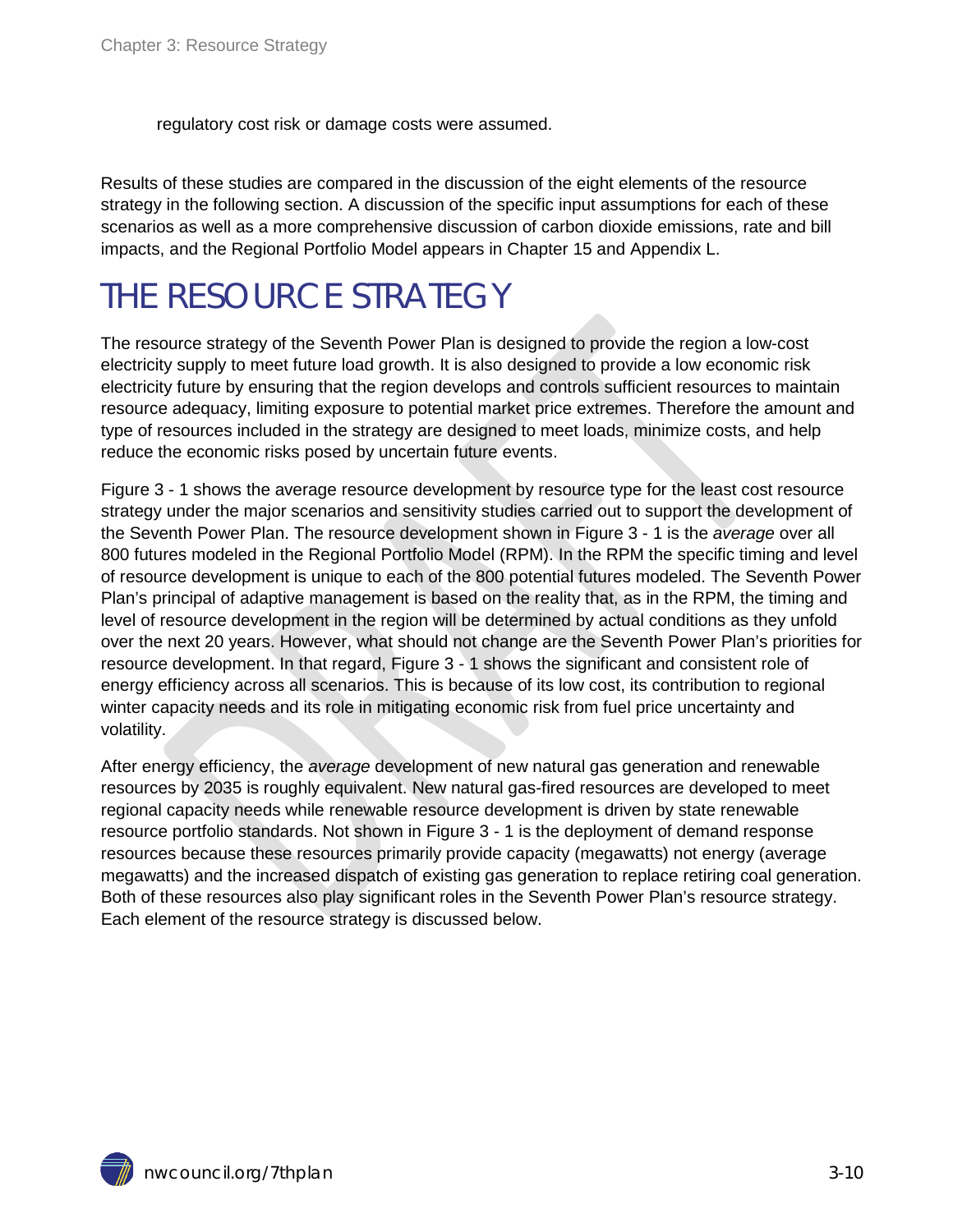regulatory cost risk or damage costs were assumed.

Results of these studies are compared in the discussion of the eight elements of the resource strategy in the following section. A discussion of the specific input assumptions for each of these scenarios as well as a more comprehensive discussion of carbon dioxide emissions, rate and bill impacts, and the Regional Portfolio Model appears in Chapter 15 and Appendix L.

# THE RESOURCE STRATEGY

The resource strategy of the Seventh Power Plan is designed to provide the region a low-cost electricity supply to meet future load growth. It is also designed to provide a low economic risk electricity future by ensuring that the region develops and controls sufficient resources to maintain resource adequacy, limiting exposure to potential market price extremes. Therefore the amount and type of resources included in the strategy are designed to meet loads, minimize costs, and help reduce the economic risks posed by uncertain future events.

Figure 3 - 1 shows the average resource development by resource type for the least cost resource strategy under the major scenarios and sensitivity studies carried out to support the development of the Seventh Power Plan. The resource development shown in Figure 3 - 1 is the *average* over all 800 futures modeled in the Regional Portfolio Model (RPM). In the RPM the specific timing and level of resource development is unique to each of the 800 potential futures modeled. The Seventh Power Plan's principal of adaptive management is based on the reality that, as in the RPM, the timing and level of resource development in the region will be determined by actual conditions as they unfold over the next 20 years. However, what should not change are the Seventh Power Plan's priorities for resource development. In that regard, Figure 3 - 1 shows the significant and consistent role of energy efficiency across all scenarios. This is because of its low cost, its contribution to regional winter capacity needs and its role in mitigating economic risk from fuel price uncertainty and volatility.

After energy efficiency, the *average* development of new natural gas generation and renewable resources by 2035 is roughly equivalent. New natural gas-fired resources are developed to meet regional capacity needs while renewable resource development is driven by state renewable resource portfolio standards. Not shown in Figure 3 - 1 is the deployment of demand response resources because these resources primarily provide capacity (megawatts) not energy (average megawatts) and the increased dispatch of existing gas generation to replace retiring coal generation. Both of these resources also play significant roles in the Seventh Power Plan's resource strategy. Each element of the resource strategy is discussed below.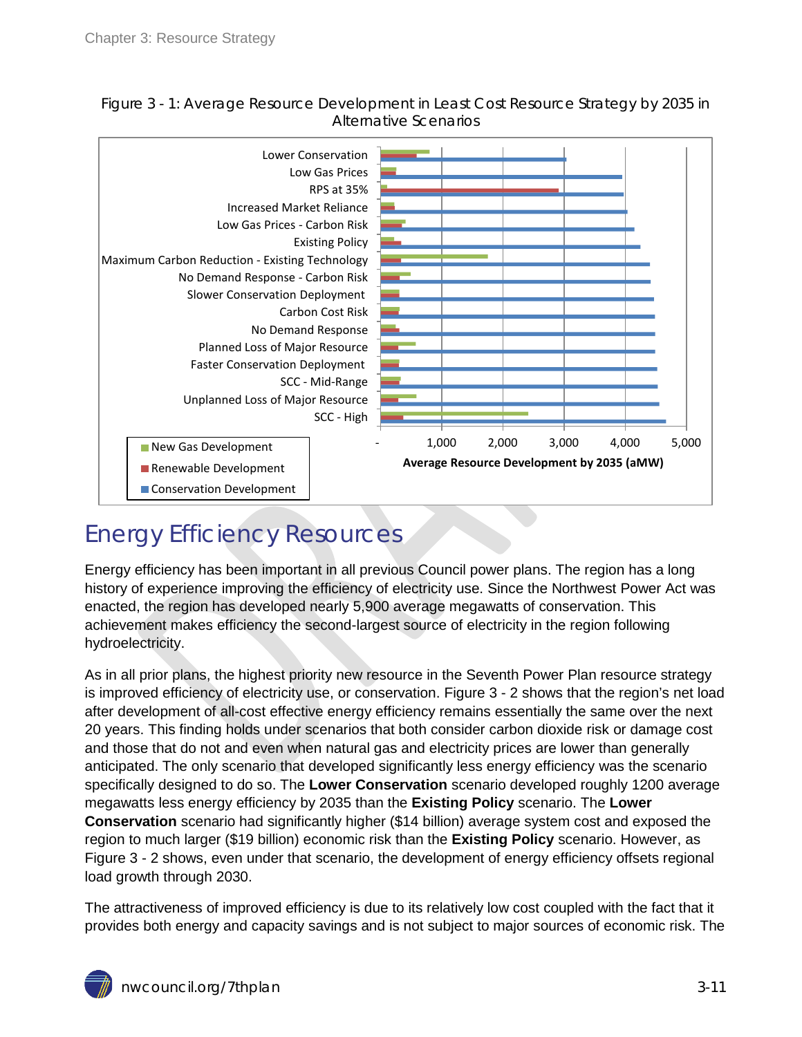Figure 3 - 1: Average Resource Development in Least Cost Resource Strategy by 2035 in Alternative Scenarios

Lower Conservation
Low Gas Prices
RPS at 35%
Increased Market Reliance
Low Gas Prices - Carbon Risk
Existing Policy
Maximum Carbon Reduction - Existing Technology
No Demand Response - Carbon Risk
Slower Conservation Deployment
Carbon Cost Risk
No Demand Response
Planned Loss of Major Resource
Faster Conservation Deployment
SCC - Mid-Range
Unplanned Loss of Major Resource
SCC - High

New Gas Development
Renewable Development
Conservation Development

- 1,000 2,000 3,000 4,000 5,000

Average Resource Development by 2035 (aMW)

## Energy Efficiency Resources

Energy efficiency has been important in all previous Council power plans. The region has a long history of experience improving the efficiency of electricity use. Since the Northwest Power Act was enacted, the region has developed nearly 5,900 average megawatts of conservation. This achievement makes efficiency the second-largest source of electricity in the region following hydroelectricity.

As in all prior plans, the highest priority new resource in the Seventh Power Plan resource strategy is improved efficiency of electricity use, or conservation. Figure 3 - 2 shows that the region's net load after development of all-cost effective energy efficiency remains essentially the same over the next 20 years. This finding holds under scenarios that both consider carbon dioxide risk or damage cost and those that do not and even when natural gas and electricity prices are lower than generally anticipated. The only scenario that developed significantly less energy efficiency was the scenario specifically designed to do so. The **Lower Conservation** scenario developed roughly 1200 average megawatts less energy efficiency by 2035 than the **Existing Policy** scenario. The **Lower Conservation** scenario had significantly higher ($14 billion) average system cost and exposed the region to much larger ($19 billion) economic risk than the **Existing Policy** scenario. However, as Figure 3 - 2 shows, even under that scenario, the development of energy efficiency offsets regional load growth through 2030.

The attractiveness of improved efficiency is due to its relatively low cost coupled with the fact that it provides both energy and capacity savings and is not subject to major sources of economic risk. The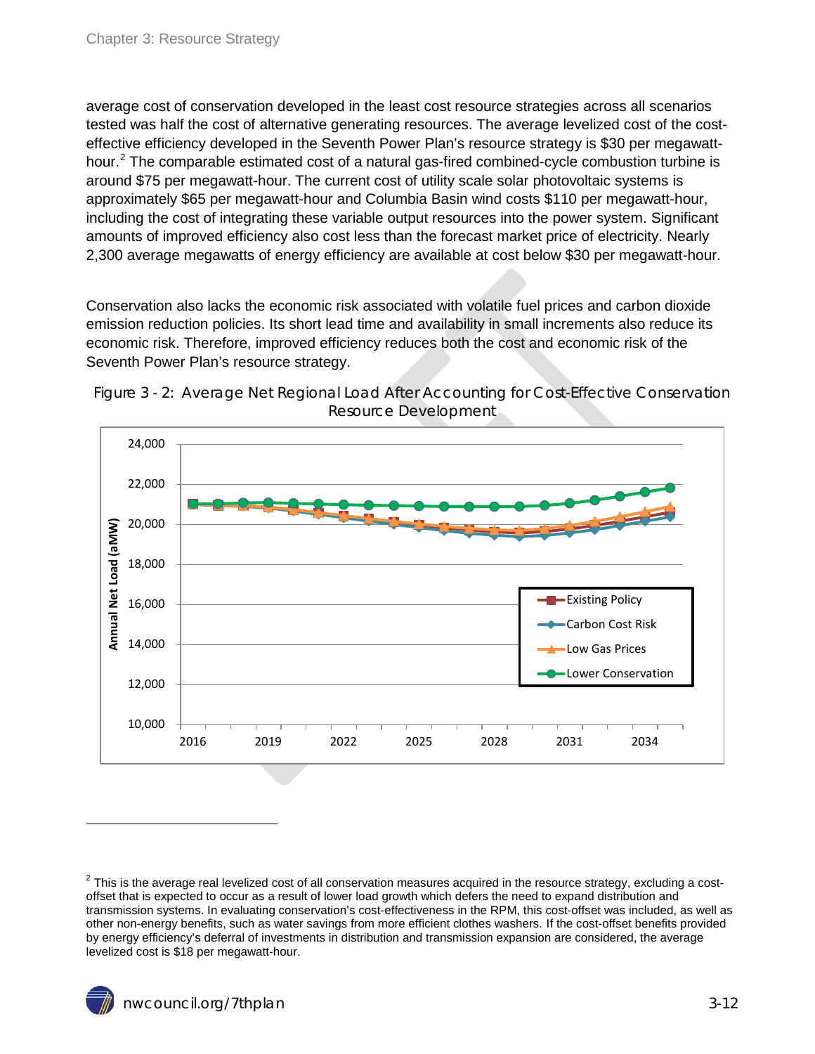average cost of conservation developed in the least cost resource strategies across all scenarios tested was half the cost of alternative generating resources. The average levelized cost of the cost-effective efficiency developed in the Seventh Power Plan's resource strategy is $30 per megawatt-hour.[2] The comparable estimated cost of a natural gas-fired combined-cycle combustion turbine is around $75 per megawatt-hour. The current cost of utility scale solar photovoltaic systems is approximately $65 per megawatt-hour and Columbia Basin wind costs $110 per megawatt-hour, including the cost of integrating these variable output resources into the power system. Significant amounts of improved efficiency also cost less than the forecast market price of electricity. Nearly 2,300 average megawatts of energy efficiency are available at cost below $30 per megawatt-hour.

Conservation also lacks the economic risk associated with volatile fuel prices and carbon dioxide emission reduction policies. Its short lead time and availability in small increments also reduce its economic risk. Therefore, improved efficiency reduces both the cost and economic risk of the Seventh Power Plan's resource strategy.

Figure 3 - 2: Average Net Regional Load After Accounting for Cost-Effective Conservation Resource Development

Annual Net Load (aMW)

24,000
22,000
20,000
18,000
16,000
14,000
12,000
10,000

2016
2019
2022
2025
2028
2031
2034

Existing Policy
Carbon Cost Risk
Low Gas Prices
Lower Conservation

[2] This is the average real levelized cost of all conservation measures acquired in the resource strategy, excluding a cost-offset that is expected to occur as a result of lower load growth which defers the need to expand distribution and transmission systems. In evaluating conservation's cost-effectiveness in the RPM, this cost-offset was included, as well as other non-energy benefits, such as water savings from more efficient clothes washers. If the cost-offset benefits provided by energy efficiency's deferral of investments in distribution and transmission expansion are considered, the average levelized cost is $18 per megawatt-hour.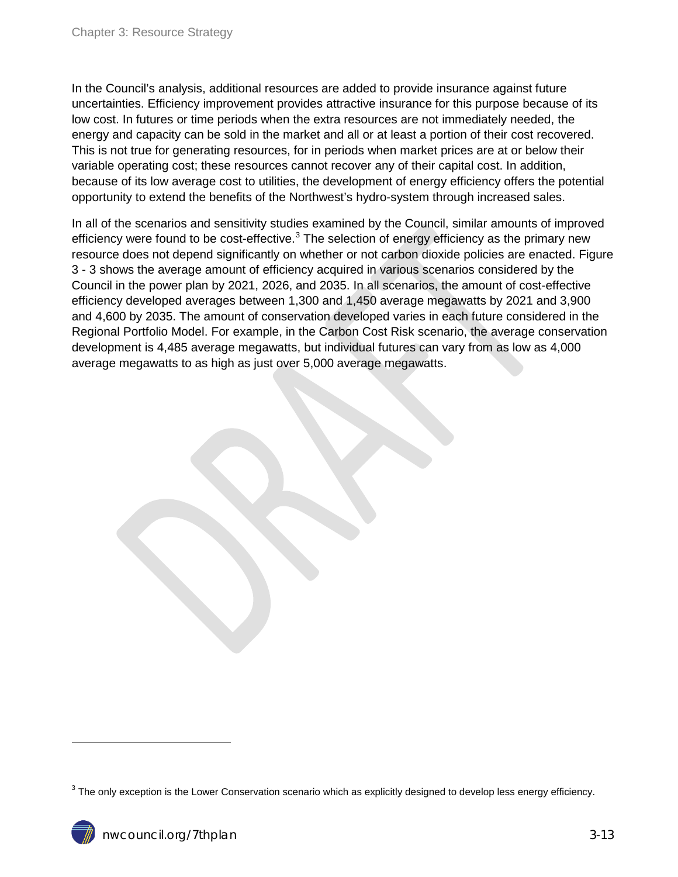In the Council's analysis, additional resources are added to provide insurance against future uncertainties. Efficiency improvement provides attractive insurance for this purpose because of its low cost. In futures or time periods when the extra resources are not immediately needed, the energy and capacity can be sold in the market and all or at least a portion of their cost recovered. This is not true for generating resources, for in periods when market prices are at or below their variable operating cost; these resources cannot recover any of their capital cost. In addition, because of its low average cost to utilities, the development of energy efficiency offers the potential opportunity to extend the benefits of the Northwest's hydro-system through increased sales.

In all of the scenarios and sensitivity studies examined by the Council, similar amounts of improved efficiency were found to be cost-effective.[3] The selection of energy efficiency as the primary new resource does not depend significantly on whether or not carbon dioxide policies are enacted. Figure 3 - 3 shows the average amount of efficiency acquired in various scenarios considered by the Council in the power plan by 2021, 2026, and 2035. In all scenarios, the amount of cost-effective efficiency developed averages between 1,300 and 1,450 average megawatts by 2021 and 3,900 and 4,600 by 2035. The amount of conservation developed varies in each future considered in the Regional Portfolio Model. For example, in the Carbon Cost Risk scenario, the average conservation development is 4,485 average megawatts, but individual futures can vary from as low as 4,000 average megawatts to as high as just over 5,000 average megawatts.

[3] The only exception is the Lower Conservation scenario which as explicitly designed to develop less energy efficiency.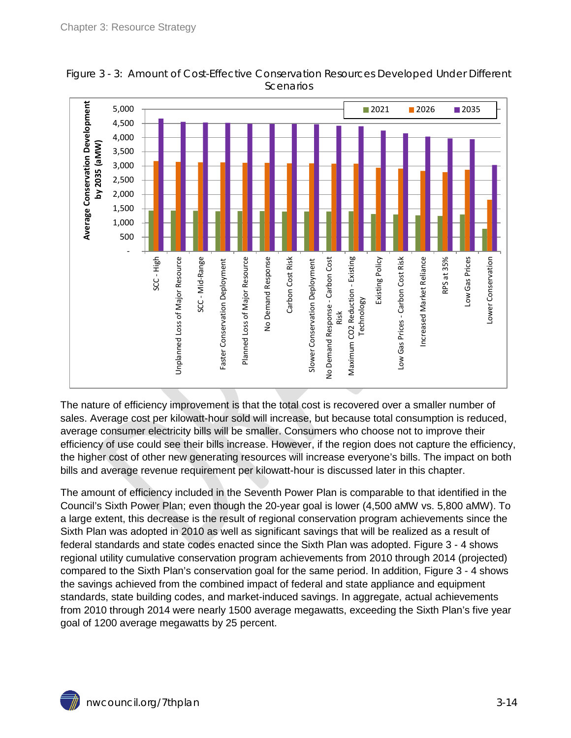Figure 3 - 3: Amount of Cost-Effective Conservation Resources Developed Under Different Scenarios

The nature of efficiency improvement is that the total cost is recovered over a smaller number of sales. Average cost per kilowatt-hour sold will increase, but because total consumption is reduced, average consumer electricity bills will be smaller. Consumers who choose not to improve their efficiency of use could see their bills increase. However, if the region does not capture the efficiency, the higher cost of other new generating resources will increase everyone's bills. The impact on both bills and average revenue requirement per kilowatt-hour is discussed later in this chapter.

The amount of efficiency included in the Seventh Power Plan is comparable to that identified in the Council's Sixth Power Plan; even though the 20-year goal is lower (4,500 aMW vs. 5,800 aMW). To a large extent, this decrease is the result of regional conservation program achievements since the Sixth Plan was adopted in 2010 as well as significant savings that will be realized as a result of federal standards and state codes enacted since the Sixth Plan was adopted. Figure 3 - 4 shows regional utility cumulative conservation program achievements from 2010 through 2014 (projected) compared to the Sixth Plan's conservation goal for the same period. In addition, Figure 3 - 4 shows the savings achieved from the combined impact of federal and state appliance and equipment standards, state building codes, and market-induced savings. In aggregate, actual achievements from 2010 through 2014 were nearly 1500 average megawatts, exceeding the Sixth Plan's five year goal of 1200 average megawatts by 25 percent.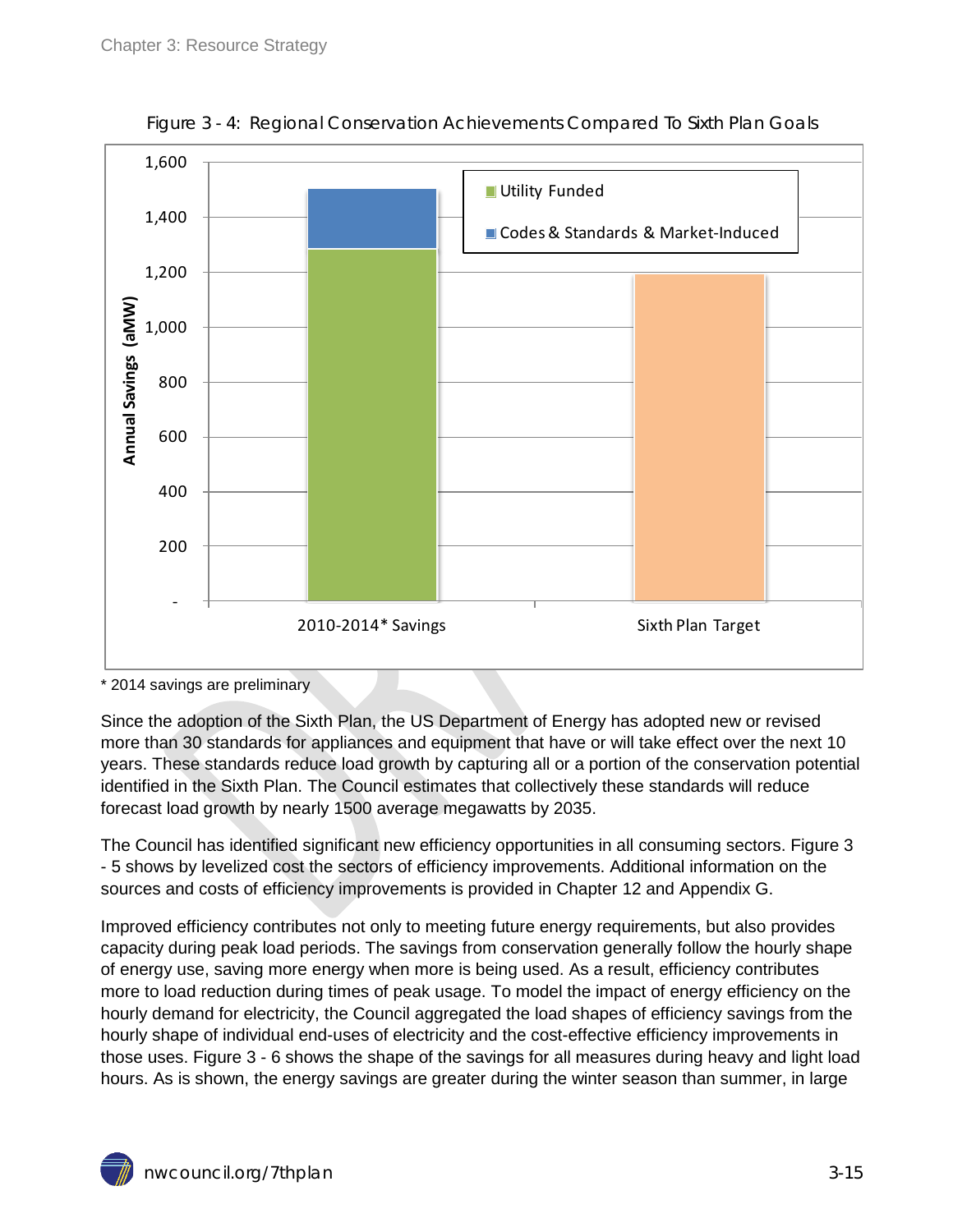Figure 3 - 4: Regional Conservation Achievements Compared To Sixth Plan Goals

Annual Savings (aMW)

1,600
1,400
1,200
1,000
800
600
400
200
-

Utility Funded
Codes & Standards & Market-Induced

2010-2014* Savings
Sixth Plan Target

* 2014 savings are preliminary

Since the adoption of the Sixth Plan, the US Department of Energy has adopted new or revised more than 30 standards for appliances and equipment that have or will take effect over the next 10 years. These standards reduce load growth by capturing all or a portion of the conservation potential identified in the Sixth Plan. The Council estimates that collectively these standards will reduce forecast load growth by nearly 1500 average megawatts by 2035.

The Council has identified significant new efficiency opportunities in all consuming sectors. Figure 3 - 5 shows by levelized cost the sectors of efficiency improvements. Additional information on the sources and costs of efficiency improvements is provided in Chapter 12 and Appendix G.

Improved efficiency contributes not only to meeting future energy requirements, but also provides capacity during peak load periods. The savings from conservation generally follow the hourly shape of energy use, saving more energy when more is being used. As a result, efficiency contributes more to load reduction during times of peak usage. To model the impact of energy efficiency on the hourly demand for electricity, the Council aggregated the load shapes of efficiency savings from the hourly shape of individual end-uses of electricity and the cost-effective efficiency improvements in those uses. Figure 3 - 6 shows the shape of the savings for all measures during heavy and light load hours. As is shown, the energy savings are greater during the winter season than summer, in large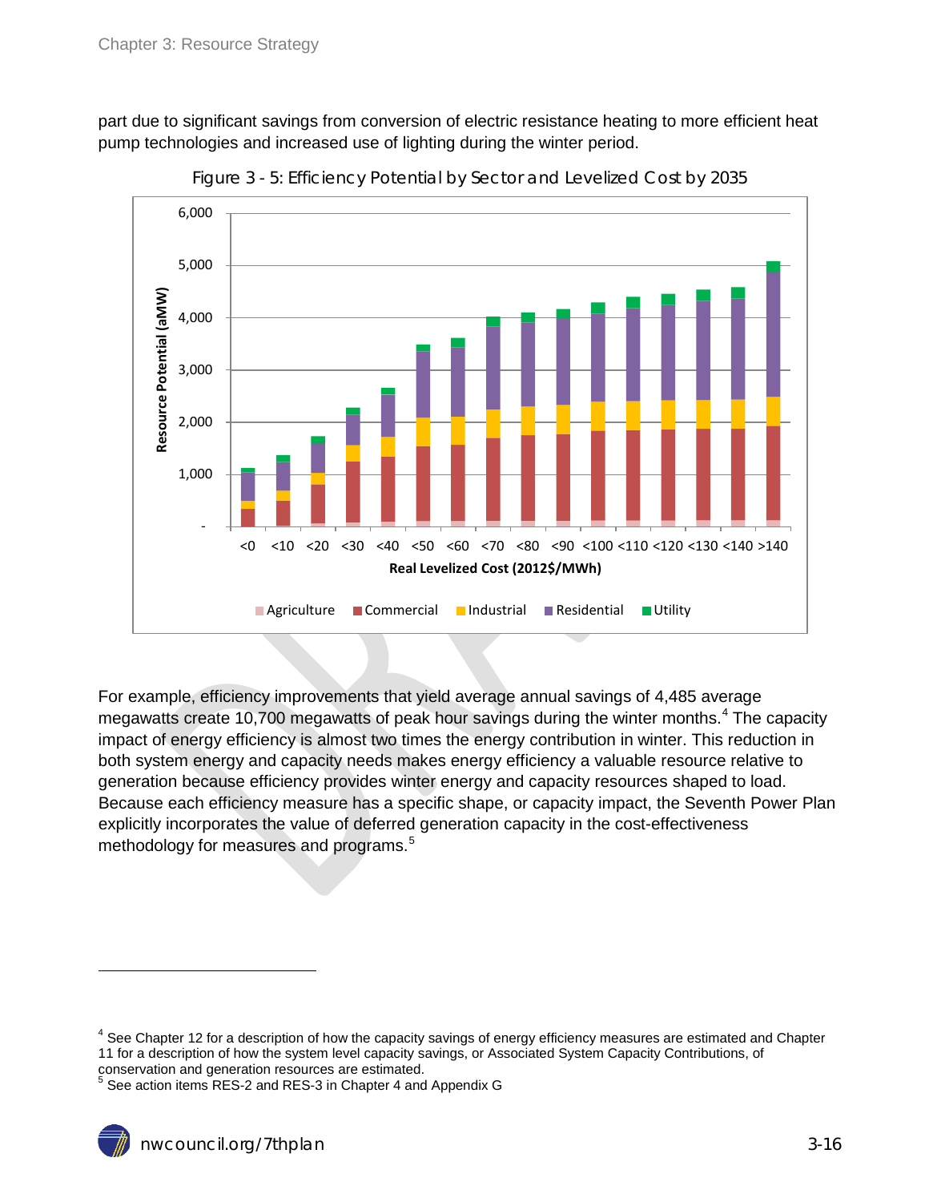part due to significant savings from conversion of electric resistance heating to more efficient heat pump technologies and increased use of lighting during the winter period.

Figure 3 - 5: Efficiency Potential by Sector and Levelized Cost by 2035

Resource Potential (aMW)

6,000
5,000
4,000
3,000
2,000
1,000
-

<0 <10 <20 <30 <40 <50 <60 <70 <80 <90 <100 <110 <120 <130 <140 >140

Real Levelized Cost (2012$/MWh)

Agriculture Commercial Industrial Residential Utility

For example, efficiency improvements that yield average annual savings of 4,485 average megawatts create 10,700 megawatts of peak hour savings during the winter months.[4] The capacity impact of energy efficiency is almost two times the energy contribution in winter. This reduction in both system energy and capacity needs makes energy efficiency a valuable resource relative to generation because efficiency provides winter energy and capacity resources shaped to load. Because each efficiency measure has a specific shape, or capacity impact, the Seventh Power Plan explicitly incorporates the value of deferred generation capacity in the cost-effectiveness methodology for measures and programs.[5]

---

[4] See Chapter 12 for a description of how the capacity savings of energy efficiency measures are estimated and Chapter 11 for a description of how the system level capacity savings, or Associated System Capacity Contributions, of conservation and generation resources are estimated.

[5] See action items RES-2 and RES-3 in Chapter 4 and Appendix G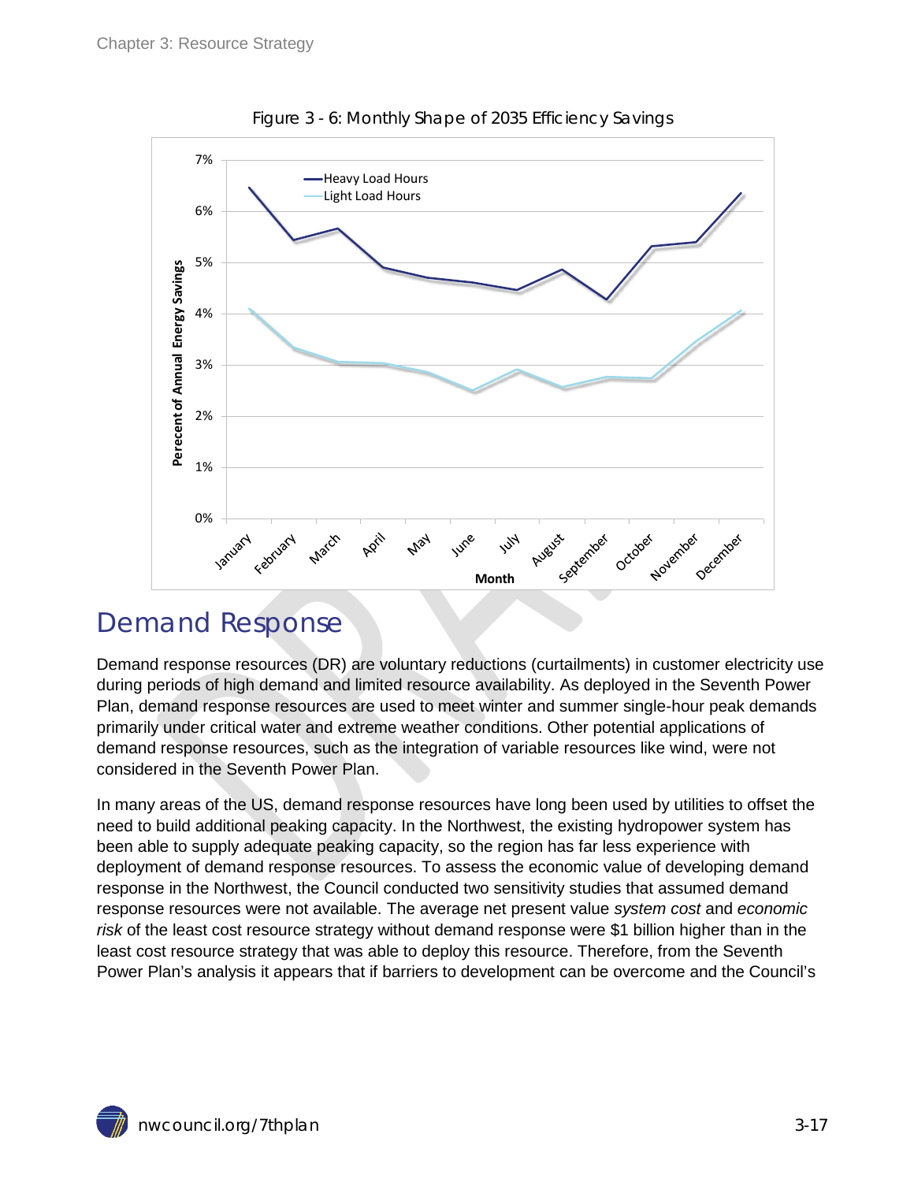Figure 3 - 6: Monthly Shape of 2035 Efficiency Savings

7%
6%
5%
4%
3%
2%
1%
0%

Perecent of Annual Energy Savings

Heavy Load Hours
Light Load Hours

January
February
March
April
May
June
July
August
September
October
November
December

Month

## Demand Response

Demand response resources (DR) are voluntary reductions (curtailments) in customer electricity use during periods of high demand and limited resource availability. As deployed in the Seventh Power Plan, demand response resources are used to meet winter and summer single-hour peak demands primarily under critical water and extreme weather conditions. Other potential applications of demand response resources, such as the integration of variable resources like wind, were not considered in the Seventh Power Plan.

In many areas of the US, demand response resources have long been used by utilities to offset the need to build additional peaking capacity. In the Northwest, the existing hydropower system has been able to supply adequate peaking capacity, so the region has far less experience with deployment of demand response resources. To assess the economic value of developing demand response in the Northwest, the Council conducted two sensitivity studies that assumed demand response resources were not available. The average net present value *system cost* and *economic risk* of the least cost resource strategy without demand response were $1 billion higher than in the least cost resource strategy that was able to deploy this resource. Therefore, from the Seventh Power Plan's analysis it appears that if barriers to development can be overcome and the Council's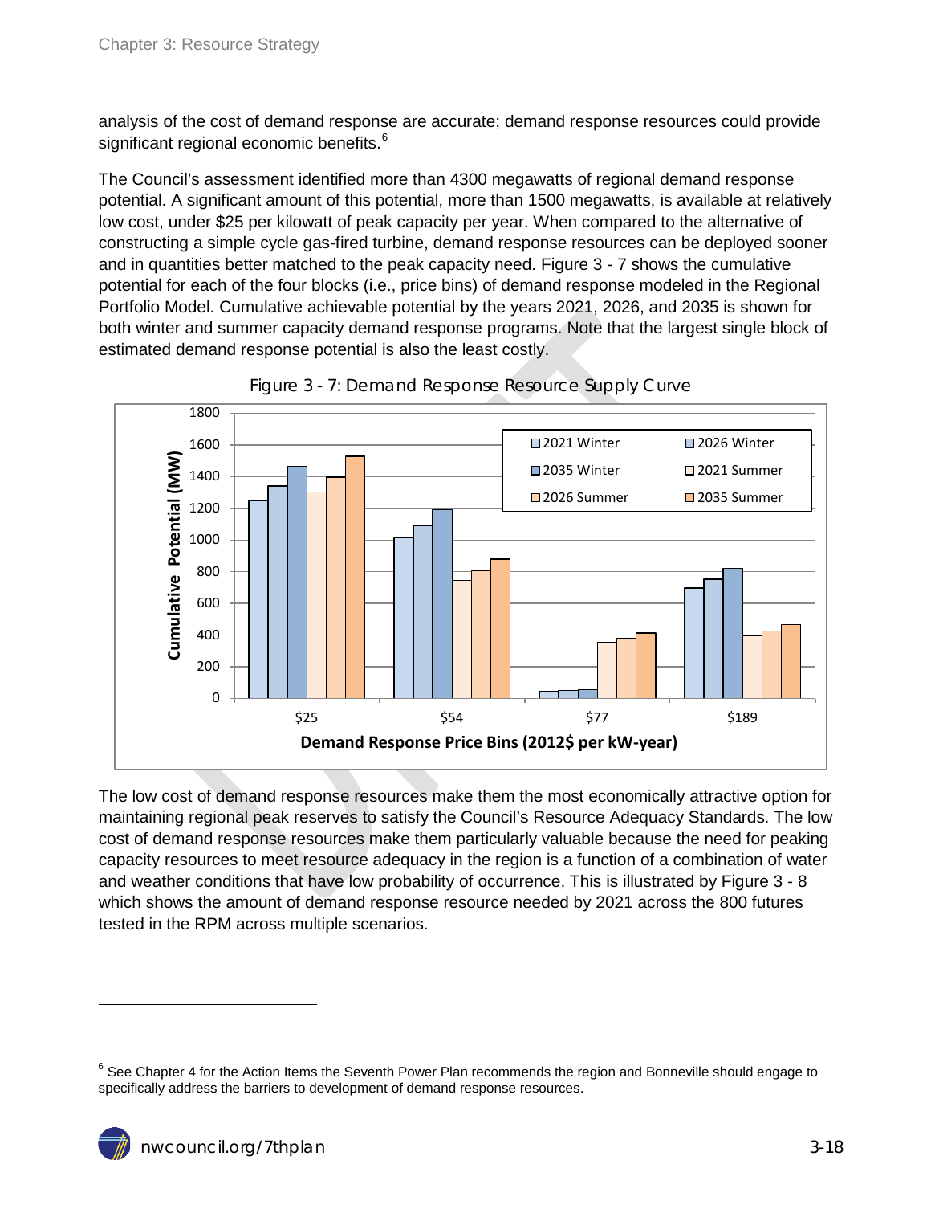analysis of the cost of demand response are accurate; demand response resources could provide significant regional economic benefits.[6]

The Council's assessment identified more than 4300 megawatts of regional demand response potential. A significant amount of this potential, more than 1500 megawatts, is available at relatively low cost, under $25 per kilowatt of peak capacity per year. When compared to the alternative of constructing a simple cycle gas-fired turbine, demand response resources can be deployed sooner and in quantities better matched to the peak capacity need. Figure 3 - 7 shows the cumulative potential for each of the four blocks (i.e., price bins) of demand response modeled in the Regional Portfolio Model. Cumulative achievable potential by the years 2021, 2026, and 2035 is shown for both winter and summer capacity demand response programs. Note that the largest single block of estimated demand response potential is also the least costly.

Figure 3 - 7: Demand Response Resource Supply Curve

Cumulative Potential (MW)

1800
1600
1400
1200
1000
800
600
400
200
0

2021 Winter
2026 Winter
2035 Winter
2021 Summer
2026 Summer
2035 Summer

$25
$54
$77
$189

Demand Response Price Bins (2012$ per kW-year)

The low cost of demand response resources make them the most economically attractive option for maintaining regional peak reserves to satisfy the Council's Resource Adequacy Standards. The low cost of demand response resources make them particularly valuable because the need for peaking capacity resources to meet resource adequacy in the region is a function of a combination of water and weather conditions that have low probability of occurrence. This is illustrated by Figure 3 - 8 which shows the amount of demand response resource needed by 2021 across the 800 futures tested in the RPM across multiple scenarios.

[6] See Chapter 4 for the Action Items the Seventh Power Plan recommends the region and Bonneville should engage to specifically address the barriers to development of demand response resources.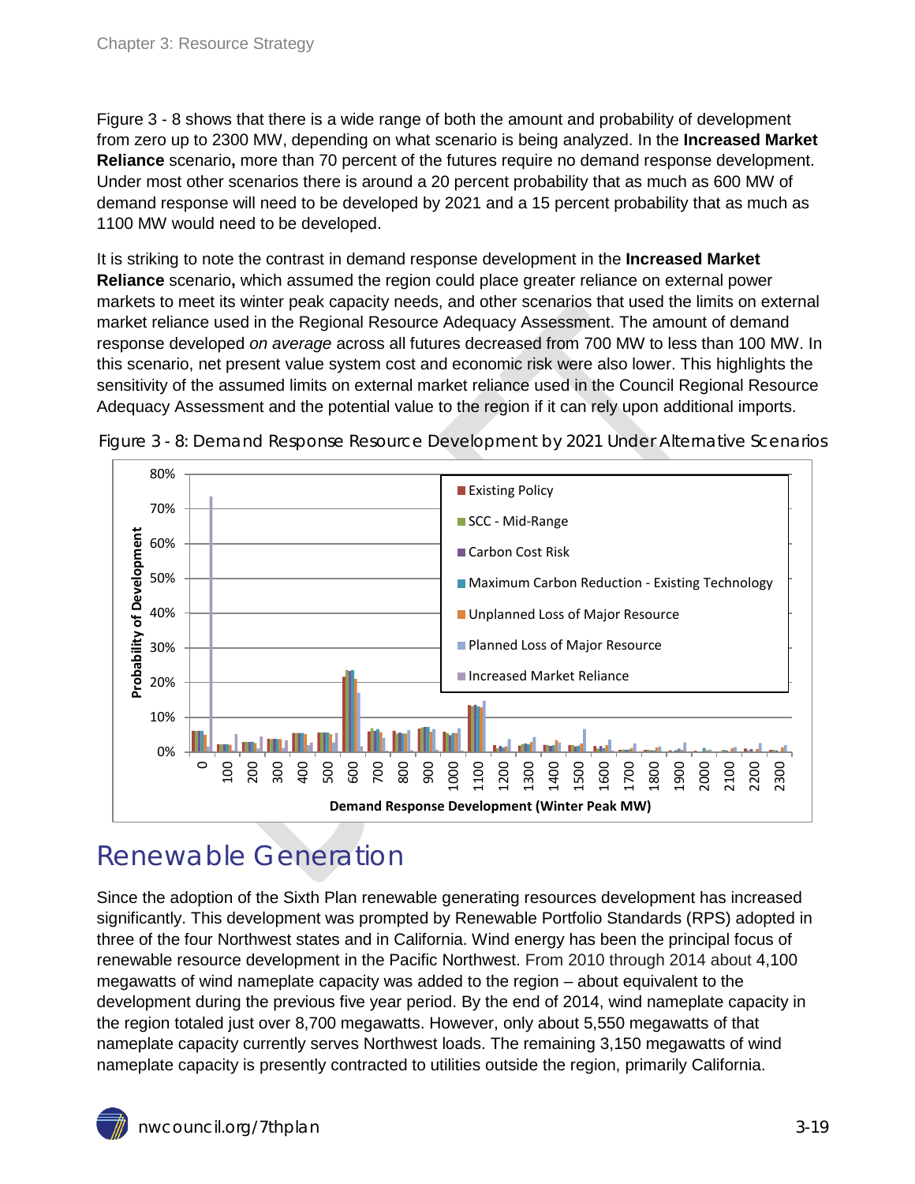Figure 3 - 8 shows that there is a wide range of both the amount and probability of development from zero up to 2300 MW, depending on what scenario is being analyzed. In the **Increased Market Reliance** scenario**,** more than 70 percent of the futures require no demand response development. Under most other scenarios there is around a 20 percent probability that as much as 600 MW of demand response will need to be developed by 2021 and a 15 percent probability that as much as 1100 MW would need to be developed.

It is striking to note the contrast in demand response development in the **Increased Market Reliance** scenario**,** which assumed the region could place greater reliance on external power markets to meet its winter peak capacity needs, and other scenarios that used the limits on external market reliance used in the Regional Resource Adequacy Assessment. The amount of demand response developed *on average* across all futures decreased from 700 MW to less than 100 MW. In this scenario, net present value system cost and economic risk were also lower. This highlights the sensitivity of the assumed limits on external market reliance used in the Council Regional Resource Adequacy Assessment and the potential value to the region if it can rely upon additional imports.

Figure 3 - 8: Demand Response Resource Development by 2021 Under Alternative Scenarios

Probability of Development

80%
70%
60%
50%
40%
30%
20%
10%
0%

0 100 200 300 400 500 600 700 800 900 1000 1100 1200 1300 1400 1500 1600 1700 1800 1900 2000 2100 2200 2300

Demand Response Development (Winter Peak MW)

Existing Policy
SCC - Mid-Range
Carbon Cost Risk
Maximum Carbon Reduction - Existing Technology
Unplanned Loss of Major Resource
Planned Loss of Major Resource
Increased Market Reliance

# Renewable Generation

Since the adoption of the Sixth Plan renewable generating resources development has increased significantly. This development was prompted by Renewable Portfolio Standards (RPS) adopted in three of the four Northwest states and in California. Wind energy has been the principal focus of renewable resource development in the Pacific Northwest. From 2010 through 2014 about 4,100 megawatts of wind nameplate capacity was added to the region – about equivalent to the development during the previous five year period. By the end of 2014, wind nameplate capacity in the region totaled just over 8,700 megawatts. However, only about 5,550 megawatts of that nameplate capacity currently serves Northwest loads. The remaining 3,150 megawatts of wind nameplate capacity is presently contracted to utilities outside the region, primarily California.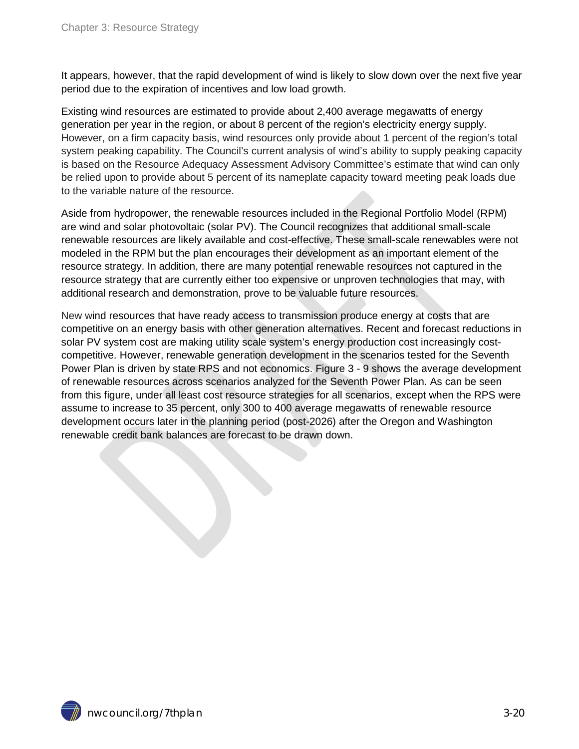It appears, however, that the rapid development of wind is likely to slow down over the next five year period due to the expiration of incentives and low load growth.

Existing wind resources are estimated to provide about 2,400 average megawatts of energy generation per year in the region, or about 8 percent of the region's electricity energy supply. However, on a firm capacity basis, wind resources only provide about 1 percent of the region's total system peaking capability. The Council's current analysis of wind's ability to supply peaking capacity is based on the Resource Adequacy Assessment Advisory Committee's estimate that wind can only be relied upon to provide about 5 percent of its nameplate capacity toward meeting peak loads due to the variable nature of the resource.

Aside from hydropower, the renewable resources included in the Regional Portfolio Model (RPM) are wind and solar photovoltaic (solar PV). The Council recognizes that additional small-scale renewable resources are likely available and cost-effective. These small-scale renewables were not modeled in the RPM but the plan encourages their development as an important element of the resource strategy. In addition, there are many potential renewable resources not captured in the resource strategy that are currently either too expensive or unproven technologies that may, with additional research and demonstration, prove to be valuable future resources.

New wind resources that have ready access to transmission produce energy at costs that are competitive on an energy basis with other generation alternatives. Recent and forecast reductions in solar PV system cost are making utility scale system's energy production cost increasingly cost-competitive. However, renewable generation development in the scenarios tested for the Seventh Power Plan is driven by state RPS and not economics. Figure 3 - 9 shows the average development of renewable resources across scenarios analyzed for the Seventh Power Plan. As can be seen from this figure, under all least cost resource strategies for all scenarios, except when the RPS were assume to increase to 35 percent, only 300 to 400 average megawatts of renewable resource development occurs later in the planning period (post-2026) after the Oregon and Washington renewable credit bank balances are forecast to be drawn down.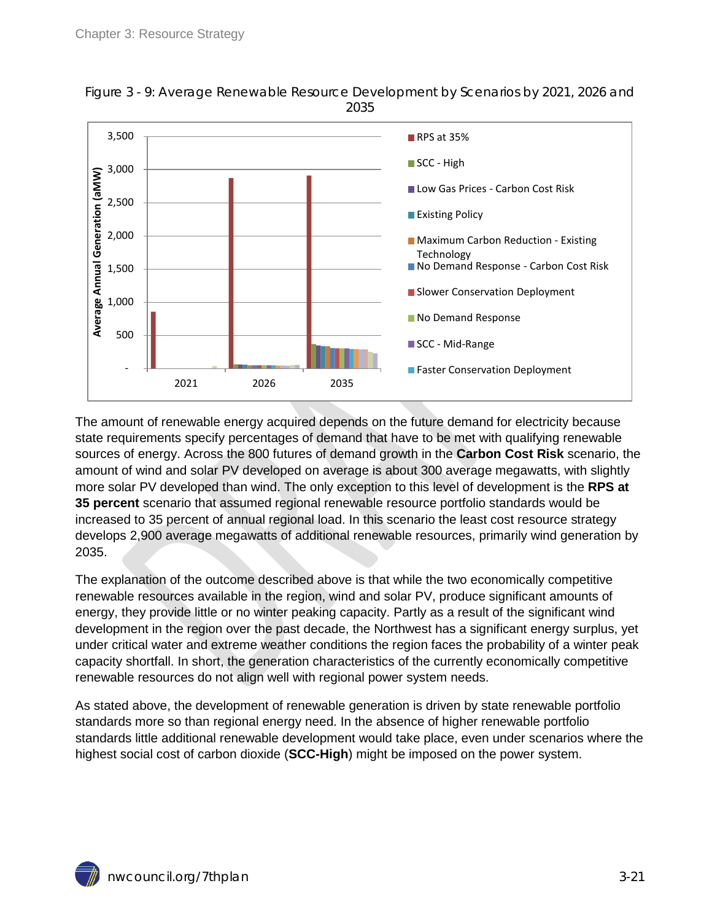Figure 3 - 9: Average Renewable Resource Development by Scenarios by 2021, 2026 and 2035

Average Annual Generation (aMW)

3,500
3,000
2,500
2,000
1,500
1,000
500
-

2021
2026
2035

RPS at 35%
SCC - High
Low Gas Prices - Carbon Cost Risk
Existing Policy
Maximum Carbon Reduction - Existing Technology
No Demand Response - Carbon Cost Risk
Slower Conservation Deployment
No Demand Response
SCC - Mid-Range
Faster Conservation Deployment

The amount of renewable energy acquired depends on the future demand for electricity because state requirements specify percentages of demand that have to be met with qualifying renewable sources of energy. Across the 800 futures of demand growth in the **Carbon Cost Risk** scenario, the amount of wind and solar PV developed on average is about 300 average megawatts, with slightly more solar PV developed than wind. The only exception to this level of development is the **RPS at 35 percent** scenario that assumed regional renewable resource portfolio standards would be increased to 35 percent of annual regional load. In this scenario the least cost resource strategy develops 2,900 average megawatts of additional renewable resources, primarily wind generation by 2035.

The explanation of the outcome described above is that while the two economically competitive renewable resources available in the region, wind and solar PV, produce significant amounts of energy, they provide little or no winter peaking capacity. Partly as a result of the significant wind development in the region over the past decade, the Northwest has a significant energy surplus, yet under critical water and extreme weather conditions the region faces the probability of a winter peak capacity shortfall. In short, the generation characteristics of the currently economically competitive renewable resources do not align well with regional power system needs.

As stated above, the development of renewable generation is driven by state renewable portfolio standards more so than regional energy need. In the absence of higher renewable portfolio standards little additional renewable development would take place, even under scenarios where the highest social cost of carbon dioxide (**SCC-High**) might be imposed on the power system.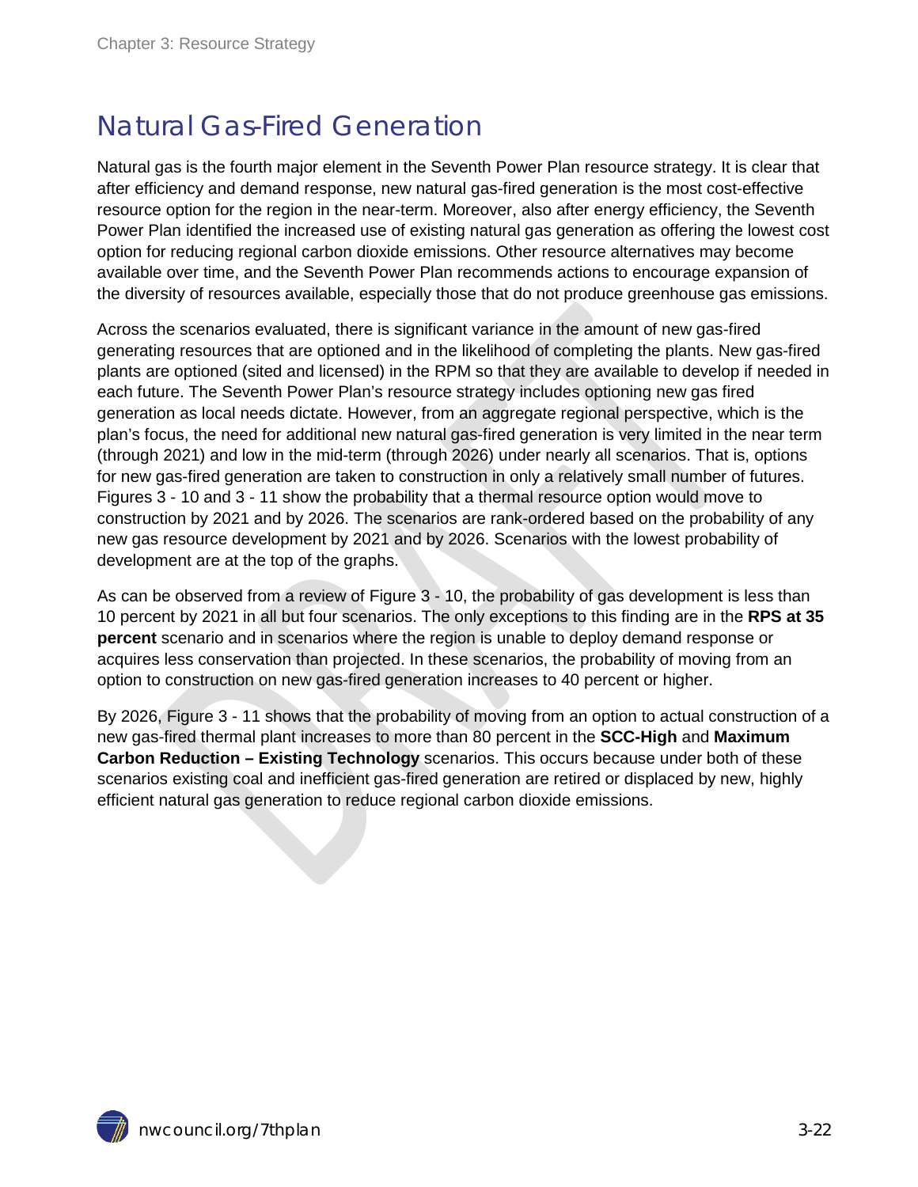# Natural Gas-Fired Generation

Natural gas is the fourth major element in the Seventh Power Plan resource strategy. It is clear that after efficiency and demand response, new natural gas-fired generation is the most cost-effective resource option for the region in the near-term. Moreover, also after energy efficiency, the Seventh Power Plan identified the increased use of existing natural gas generation as offering the lowest cost option for reducing regional carbon dioxide emissions. Other resource alternatives may become available over time, and the Seventh Power Plan recommends actions to encourage expansion of the diversity of resources available, especially those that do not produce greenhouse gas emissions.

Across the scenarios evaluated, there is significant variance in the amount of new gas-fired generating resources that are optioned and in the likelihood of completing the plants. New gas-fired plants are optioned (sited and licensed) in the RPM so that they are available to develop if needed in each future. The Seventh Power Plan's resource strategy includes optioning new gas fired generation as local needs dictate. However, from an aggregate regional perspective, which is the plan's focus, the need for additional new natural gas-fired generation is very limited in the near term (through 2021) and low in the mid-term (through 2026) under nearly all scenarios. That is, options for new gas-fired generation are taken to construction in only a relatively small number of futures. Figures 3 - 10 and 3 - 11 show the probability that a thermal resource option would move to construction by 2021 and by 2026. The scenarios are rank-ordered based on the probability of any new gas resource development by 2021 and by 2026. Scenarios with the lowest probability of development are at the top of the graphs.

As can be observed from a review of Figure 3 - 10, the probability of gas development is less than 10 percent by 2021 in all but four scenarios. The only exceptions to this finding are in the **RPS at 35 percent** scenario and in scenarios where the region is unable to deploy demand response or acquires less conservation than projected. In these scenarios, the probability of moving from an option to construction on new gas-fired generation increases to 40 percent or higher.

By 2026, Figure 3 - 11 shows that the probability of moving from an option to actual construction of a new gas-fired thermal plant increases to more than 80 percent in the **SCC-High** and **Maximum Carbon Reduction – Existing Technology** scenarios. This occurs because under both of these scenarios existing coal and inefficient gas-fired generation are retired or displaced by new, highly efficient natural gas generation to reduce regional carbon dioxide emissions.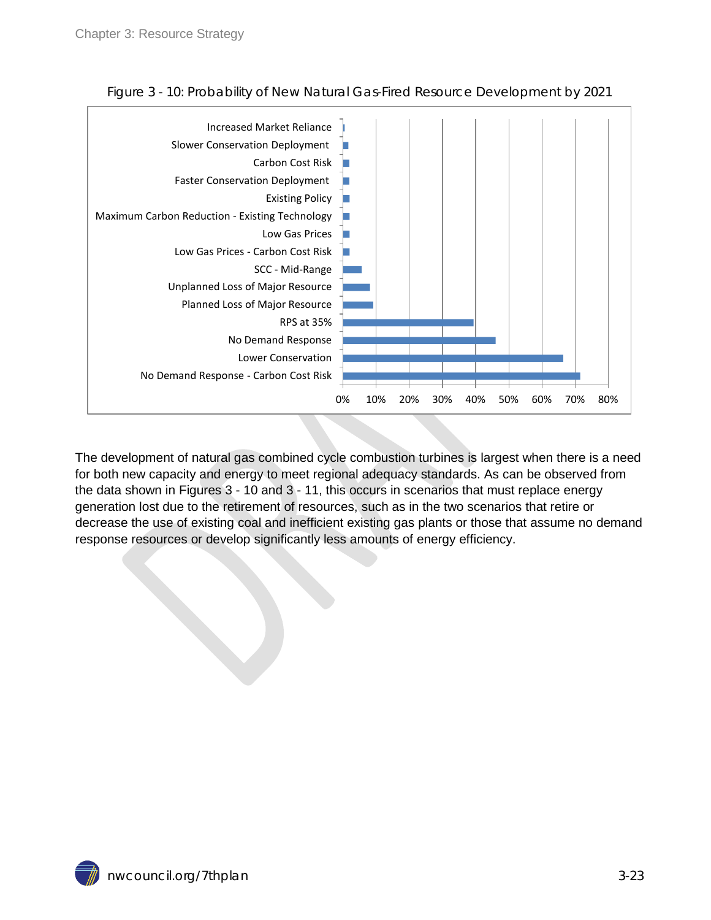Figure 3 - 10: Probability of New Natural Gas-Fired Resource Development by 2021

Increased Market Reliance
Slower Conservation Deployment
Carbon Cost Risk
Faster Conservation Deployment
Existing Policy
Maximum Carbon Reduction - Existing Technology
Low Gas Prices
Low Gas Prices - Carbon Cost Risk
SCC - Mid-Range
Unplanned Loss of Major Resource
Planned Loss of Major Resource
RPS at 35%
No Demand Response
Lower Conservation
No Demand Response - Carbon Cost Risk

0% 10% 20% 30% 40% 50% 60% 70% 80%

The development of natural gas combined cycle combustion turbines is largest when there is a need for both new capacity and energy to meet regional adequacy standards. As can be observed from the data shown in Figures 3 - 10 and 3 - 11, this occurs in scenarios that must replace energy generation lost due to the retirement of resources, such as in the two scenarios that retire or decrease the use of existing coal and inefficient existing gas plants or those that assume no demand response resources or develop significantly less amounts of energy efficiency.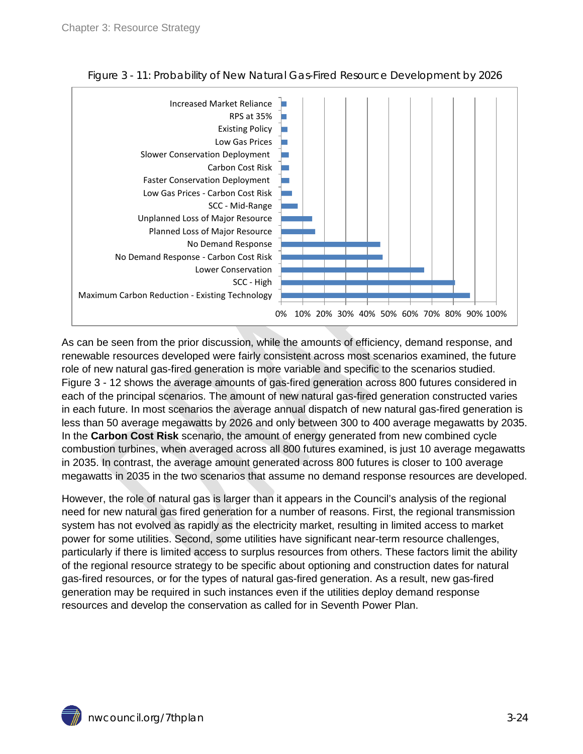Figure 3 - 11: Probability of New Natural Gas-Fired Resource Development by 2026

Increased Market Reliance
RPS at 35%
Existing Policy
Low Gas Prices
Slower Conservation Deployment
Carbon Cost Risk
Faster Conservation Deployment
Low Gas Prices - Carbon Cost Risk
SCC - Mid-Range
Unplanned Loss of Major Resource
Planned Loss of Major Resource
No Demand Response
No Demand Response - Carbon Cost Risk
Lower Conservation
SCC - High
Maximum Carbon Reduction - Existing Technology

0% 10% 20% 30% 40% 50% 60% 70% 80% 90% 100%

As can be seen from the prior discussion, while the amounts of efficiency, demand response, and renewable resources developed were fairly consistent across most scenarios examined, the future role of new natural gas-fired generation is more variable and specific to the scenarios studied. Figure 3 - 12 shows the average amounts of gas-fired generation across 800 futures considered in each of the principal scenarios. The amount of new natural gas-fired generation constructed varies in each future. In most scenarios the average annual dispatch of new natural gas-fired generation is less than 50 average megawatts by 2026 and only between 300 to 400 average megawatts by 2035. In the **Carbon Cost Risk** scenario, the amount of energy generated from new combined cycle combustion turbines, when averaged across all 800 futures examined, is just 10 average megawatts in 2035. In contrast, the average amount generated across 800 futures is closer to 100 average megawatts in 2035 in the two scenarios that assume no demand response resources are developed.

However, the role of natural gas is larger than it appears in the Council's analysis of the regional need for new natural gas fired generation for a number of reasons. First, the regional transmission system has not evolved as rapidly as the electricity market, resulting in limited access to market power for some utilities. Second, some utilities have significant near-term resource challenges, particularly if there is limited access to surplus resources from others. These factors limit the ability of the regional resource strategy to be specific about optioning and construction dates for natural gas-fired resources, or for the types of natural gas-fired generation. As a result, new gas-fired generation may be required in such instances even if the utilities deploy demand response resources and develop the conservation as called for in Seventh Power Plan.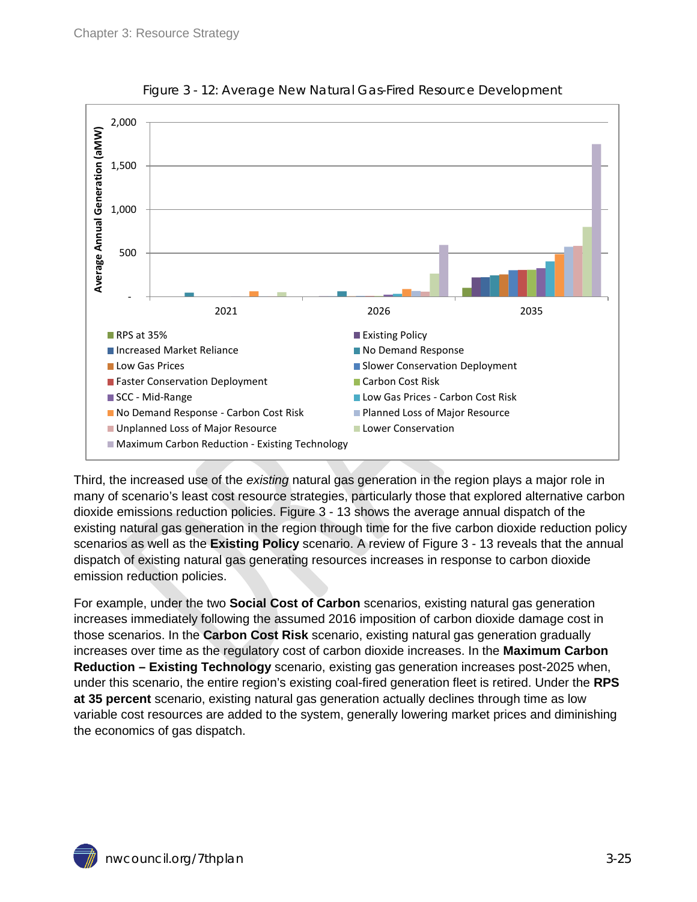Figure 3 - 12: Average New Natural Gas-Fired Resource Development

Average Annual Generation (aMW)

2,000
1,500
1,000
500
-

2021
2026
2035

RPS at 35%
Existing Policy
Increased Market Reliance
No Demand Response
Low Gas Prices
Slower Conservation Deployment
Faster Conservation Deployment
Carbon Cost Risk
SCC - Mid-Range
Low Gas Prices - Carbon Cost Risk
No Demand Response - Carbon Cost Risk
Planned Loss of Major Resource
Unplanned Loss of Major Resource
Lower Conservation
Maximum Carbon Reduction - Existing Technology

Third, the increased use of the *existing* natural gas generation in the region plays a major role in many of scenario's least cost resource strategies, particularly those that explored alternative carbon dioxide emissions reduction policies. Figure 3 - 13 shows the average annual dispatch of the existing natural gas generation in the region through time for the five carbon dioxide reduction policy scenarios as well as the **Existing Policy** scenario. A review of Figure 3 - 13 reveals that the annual dispatch of existing natural gas generating resources increases in response to carbon dioxide emission reduction policies.

For example, under the two **Social Cost of Carbon** scenarios, existing natural gas generation increases immediately following the assumed 2016 imposition of carbon dioxide damage cost in those scenarios. In the **Carbon Cost Risk** scenario, existing natural gas generation gradually increases over time as the regulatory cost of carbon dioxide increases. In the **Maximum Carbon Reduction – Existing Technology** scenario, existing gas generation increases post-2025 when, under this scenario, the entire region's existing coal-fired generation fleet is retired. Under the **RPS at 35 percent** scenario, existing natural gas generation actually declines through time as low variable cost resources are added to the system, generally lowering market prices and diminishing the economics of gas dispatch.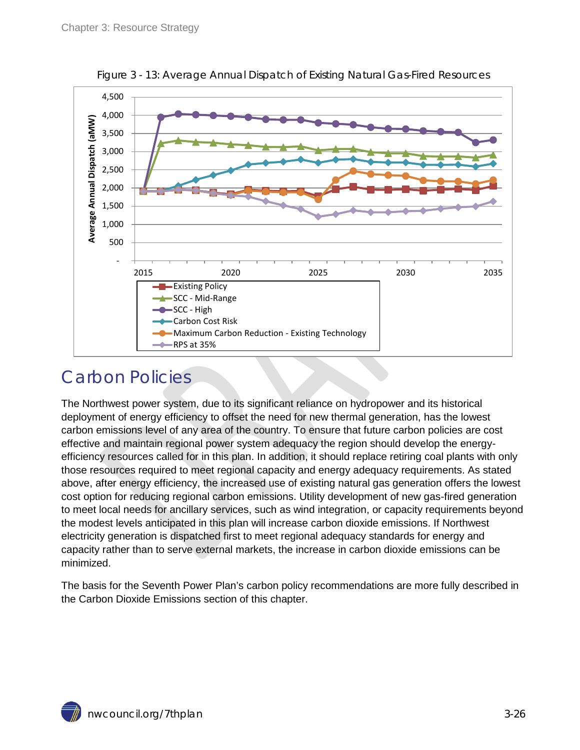Figure 3 - 13: Average Annual Dispatch of Existing Natural Gas-Fired Resources

Average Annual Dispatch (aMW)

4,500
4,000
3,500
3,000
2,500
2,000
1,500
1,000
500
-

2015
2020
2025
2030
2035

Existing Policy
SCC - Mid-Range
SCC - High
Carbon Cost Risk
Maximum Carbon Reduction - Existing Technology
RPS at 35%

## Carbon Policies

The Northwest power system, due to its significant reliance on hydropower and its historical deployment of energy efficiency to offset the need for new thermal generation, has the lowest carbon emissions level of any area of the country. To ensure that future carbon policies are cost effective and maintain regional power system adequacy the region should develop the energy-efficiency resources called for in this plan. In addition, it should replace retiring coal plants with only those resources required to meet regional capacity and energy adequacy requirements. As stated above, after energy efficiency, the increased use of existing natural gas generation offers the lowest cost option for reducing regional carbon emissions. Utility development of new gas-fired generation to meet local needs for ancillary services, such as wind integration, or capacity requirements beyond the modest levels anticipated in this plan will increase carbon dioxide emissions. If Northwest electricity generation is dispatched first to meet regional adequacy standards for energy and capacity rather than to serve external markets, the increase in carbon dioxide emissions can be minimized.

The basis for the Seventh Power Plan's carbon policy recommendations are more fully described in the Carbon Dioxide Emissions section of this chapter.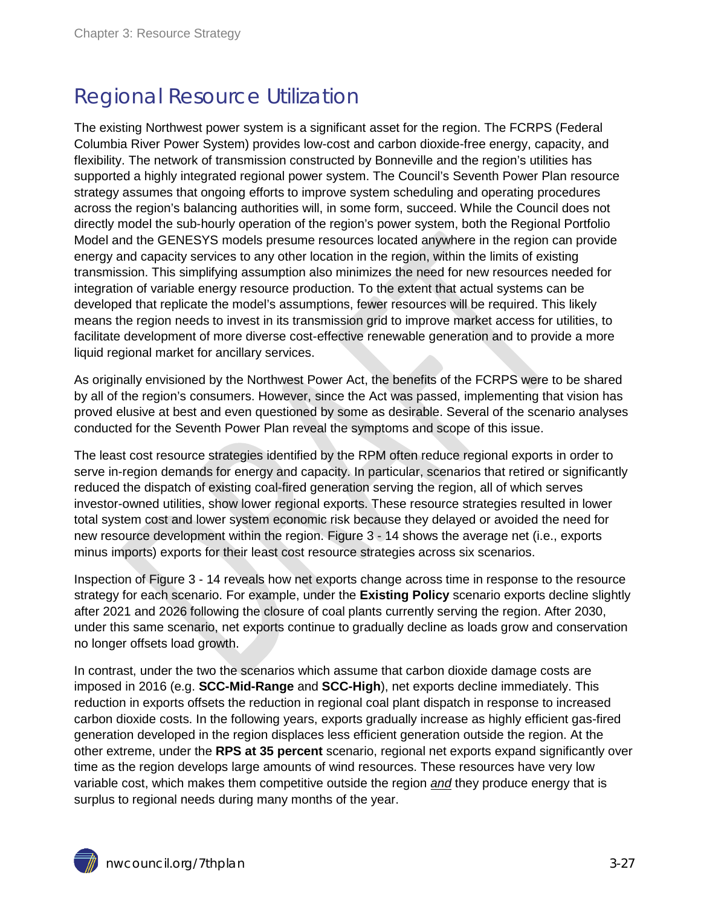# Regional Resource Utilization

The existing Northwest power system is a significant asset for the region. The FCRPS (Federal Columbia River Power System) provides low-cost and carbon dioxide-free energy, capacity, and flexibility. The network of transmission constructed by Bonneville and the region's utilities has supported a highly integrated regional power system. The Council's Seventh Power Plan resource strategy assumes that ongoing efforts to improve system scheduling and operating procedures across the region's balancing authorities will, in some form, succeed. While the Council does not directly model the sub-hourly operation of the region's power system, both the Regional Portfolio Model and the GENESYS models presume resources located anywhere in the region can provide energy and capacity services to any other location in the region, within the limits of existing transmission. This simplifying assumption also minimizes the need for new resources needed for integration of variable energy resource production. To the extent that actual systems can be developed that replicate the model's assumptions, fewer resources will be required. This likely means the region needs to invest in its transmission grid to improve market access for utilities, to facilitate development of more diverse cost-effective renewable generation and to provide a more liquid regional market for ancillary services.

As originally envisioned by the Northwest Power Act, the benefits of the FCRPS were to be shared by all of the region's consumers. However, since the Act was passed, implementing that vision has proved elusive at best and even questioned by some as desirable. Several of the scenario analyses conducted for the Seventh Power Plan reveal the symptoms and scope of this issue.

The least cost resource strategies identified by the RPM often reduce regional exports in order to serve in-region demands for energy and capacity. In particular, scenarios that retired or significantly reduced the dispatch of existing coal-fired generation serving the region, all of which serves investor-owned utilities, show lower regional exports. These resource strategies resulted in lower total system cost and lower system economic risk because they delayed or avoided the need for new resource development within the region. Figure 3 - 14 shows the average net (i.e., exports minus imports) exports for their least cost resource strategies across six scenarios.

Inspection of Figure 3 - 14 reveals how net exports change across time in response to the resource strategy for each scenario. For example, under the **Existing Policy** scenario exports decline slightly after 2021 and 2026 following the closure of coal plants currently serving the region. After 2030, under this same scenario, net exports continue to gradually decline as loads grow and conservation no longer offsets load growth.

In contrast, under the two the scenarios which assume that carbon dioxide damage costs are imposed in 2016 (e.g. **SCC-Mid-Range** and **SCC-High**), net exports decline immediately. This reduction in exports offsets the reduction in regional coal plant dispatch in response to increased carbon dioxide costs. In the following years, exports gradually increase as highly efficient gas-fired generation developed in the region displaces less efficient generation outside the region. At the other extreme, under the **RPS at 35 percent** scenario, regional net exports expand significantly over time as the region develops large amounts of wind resources. These resources have very low variable cost, which makes them competitive outside the region *and* they produce energy that is surplus to regional needs during many months of the year.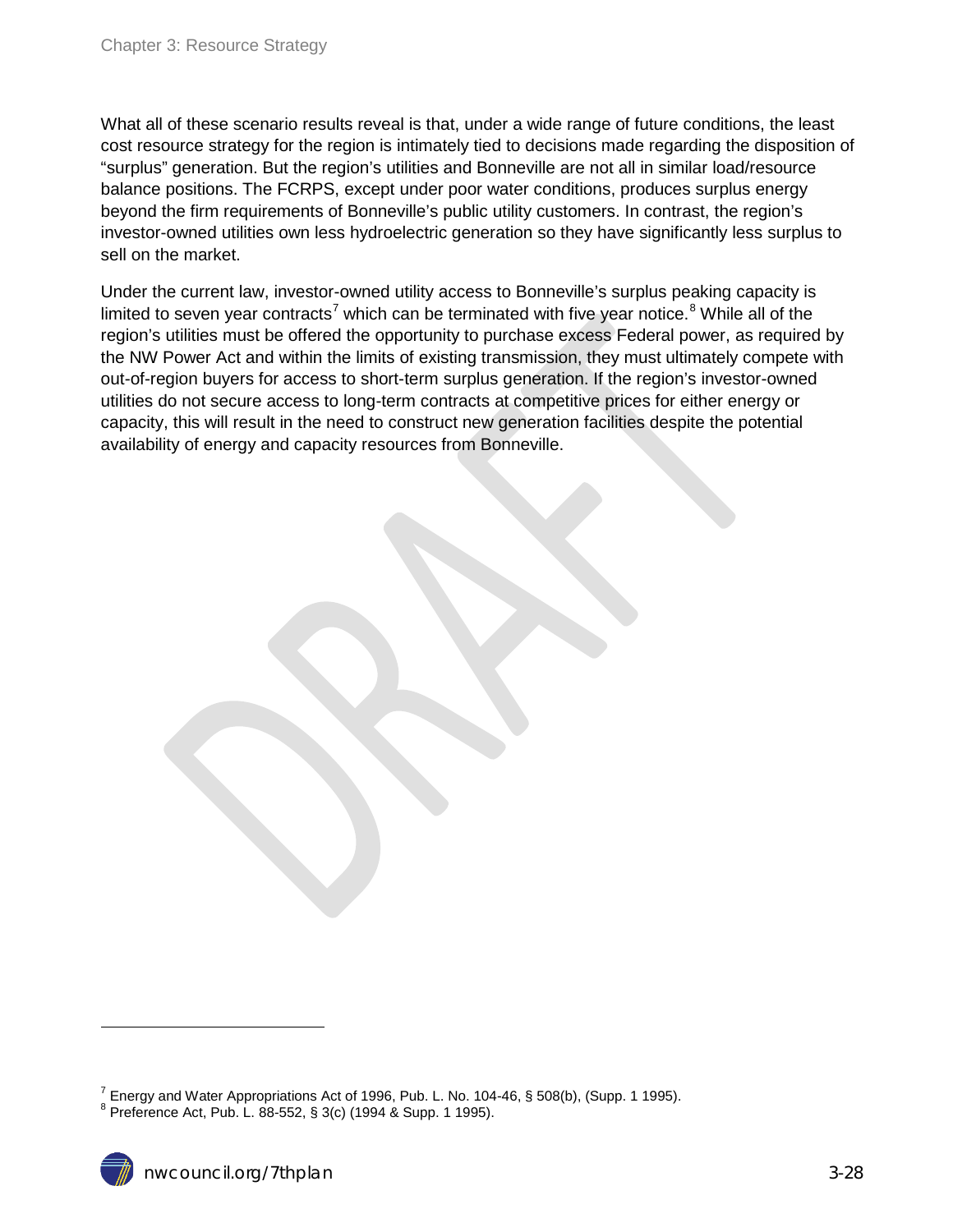What all of these scenario results reveal is that, under a wide range of future conditions, the least cost resource strategy for the region is intimately tied to decisions made regarding the disposition of "surplus" generation. But the region's utilities and Bonneville are not all in similar load/resource balance positions. The FCRPS, except under poor water conditions, produces surplus energy beyond the firm requirements of Bonneville's public utility customers. In contrast, the region's investor-owned utilities own less hydroelectric generation so they have significantly less surplus to sell on the market.

Under the current law, investor-owned utility access to Bonneville's surplus peaking capacity is limited to seven year contracts[7] which can be terminated with five year notice.[8] While all of the region's utilities must be offered the opportunity to purchase excess Federal power, as required by the NW Power Act and within the limits of existing transmission, they must ultimately compete with out-of-region buyers for access to short-term surplus generation. If the region's investor-owned utilities do not secure access to long-term contracts at competitive prices for either energy or capacity, this will result in the need to construct new generation facilities despite the potential availability of energy and capacity resources from Bonneville.

[7] Energy and Water Appropriations Act of 1996, Pub. L. No. 104-46, § 508(b), (Supp. 1 1995).
[8] Preference Act, Pub. L. 88-552, § 3(c) (1994 & Supp. 1 1995).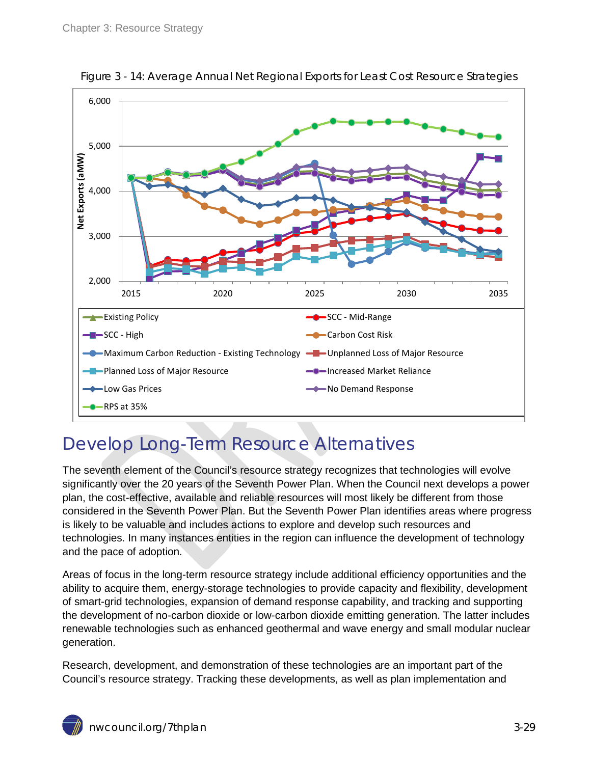Figure 3 - 14: Average Annual Net Regional Exports for Least Cost Resource Strategies

Net Exports (aMW)

6,000
5,000
4,000
3,000
2,000

2015
2020
2025
2030
2035

Existing Policy
SCC - Mid-Range
SCC - High
Carbon Cost Risk
Maximum Carbon Reduction - Existing Technology
Unplanned Loss of Major Resource
Planned Loss of Major Resource
Increased Market Reliance
Low Gas Prices
No Demand Response
RPS at 35%

## Develop Long-Term Resource Alternatives

The seventh element of the Council's resource strategy recognizes that technologies will evolve significantly over the 20 years of the Seventh Power Plan. When the Council next develops a power plan, the cost-effective, available and reliable resources will most likely be different from those considered in the Seventh Power Plan. But the Seventh Power Plan identifies areas where progress is likely to be valuable and includes actions to explore and develop such resources and technologies. In many instances entities in the region can influence the development of technology and the pace of adoption.

Areas of focus in the long-term resource strategy include additional efficiency opportunities and the ability to acquire them, energy-storage technologies to provide capacity and flexibility, development of smart-grid technologies, expansion of demand response capability, and tracking and supporting the development of no-carbon dioxide or low-carbon dioxide emitting generation. The latter includes renewable technologies such as enhanced geothermal and wave energy and small modular nuclear generation.

Research, development, and demonstration of these technologies are an important part of the Council's resource strategy. Tracking these developments, as well as plan implementation and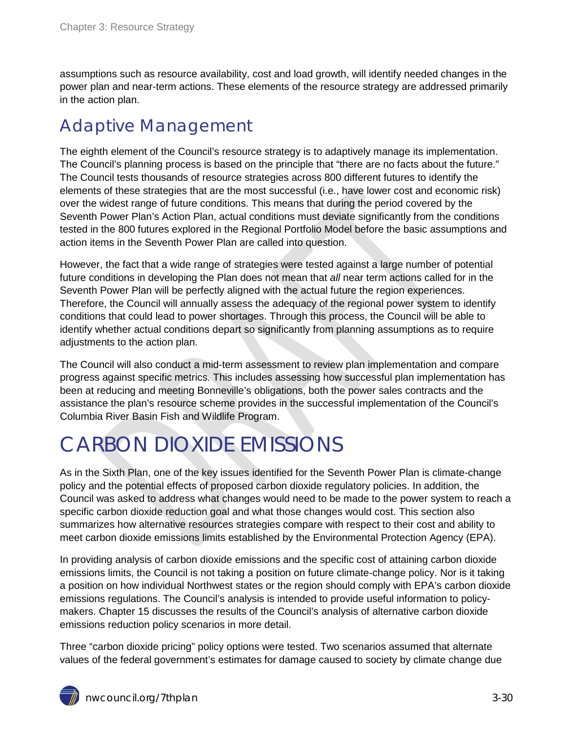assumptions such as resource availability, cost and load growth, will identify needed changes in the power plan and near-term actions. These elements of the resource strategy are addressed primarily in the action plan.

## Adaptive Management

The eighth element of the Council's resource strategy is to adaptively manage its implementation. The Council's planning process is based on the principle that "there are no facts about the future." The Council tests thousands of resource strategies across 800 different futures to identify the elements of these strategies that are the most successful (i.e., have lower cost and economic risk) over the widest range of future conditions. This means that during the period covered by the Seventh Power Plan's Action Plan, actual conditions must deviate significantly from the conditions tested in the 800 futures explored in the Regional Portfolio Model before the basic assumptions and action items in the Seventh Power Plan are called into question.

However, the fact that a wide range of strategies were tested against a large number of potential future conditions in developing the Plan does not mean that *all* near term actions called for in the Seventh Power Plan will be perfectly aligned with the actual future the region experiences. Therefore, the Council will annually assess the adequacy of the regional power system to identify conditions that could lead to power shortages. Through this process, the Council will be able to identify whether actual conditions depart so significantly from planning assumptions as to require adjustments to the action plan.

The Council will also conduct a mid-term assessment to review plan implementation and compare progress against specific metrics. This includes assessing how successful plan implementation has been at reducing and meeting Bonneville's obligations, both the power sales contracts and the assistance the plan's resource scheme provides in the successful implementation of the Council's Columbia River Basin Fish and Wildlife Program.

# CARBON DIOXIDE EMISSIONS

As in the Sixth Plan, one of the key issues identified for the Seventh Power Plan is climate-change policy and the potential effects of proposed carbon dioxide regulatory policies. In addition, the Council was asked to address what changes would need to be made to the power system to reach a specific carbon dioxide reduction goal and what those changes would cost. This section also summarizes how alternative resources strategies compare with respect to their cost and ability to meet carbon dioxide emissions limits established by the Environmental Protection Agency (EPA).

In providing analysis of carbon dioxide emissions and the specific cost of attaining carbon dioxide emissions limits, the Council is not taking a position on future climate-change policy. Nor is it taking a position on how individual Northwest states or the region should comply with EPA's carbon dioxide emissions regulations. The Council's analysis is intended to provide useful information to policy-makers. Chapter 15 discusses the results of the Council's analysis of alternative carbon dioxide emissions reduction policy scenarios in more detail.

Three "carbon dioxide pricing" policy options were tested. Two scenarios assumed that alternate values of the federal government's estimates for damage caused to society by climate change due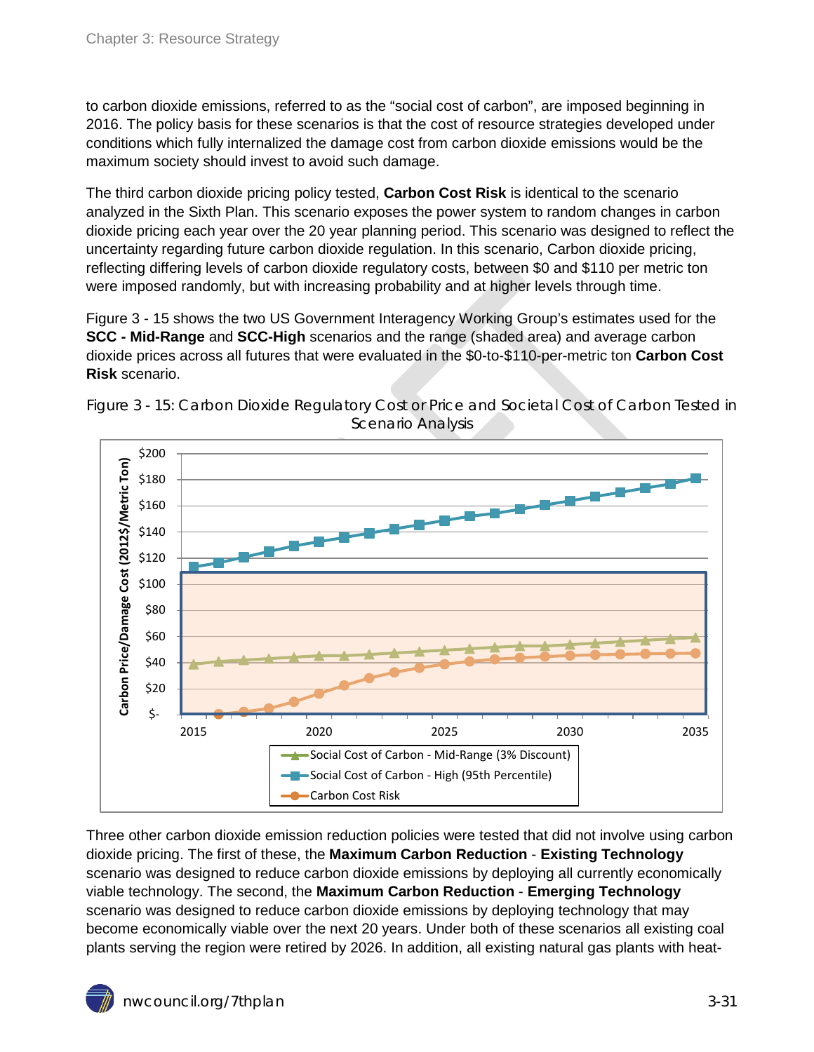to carbon dioxide emissions, referred to as the "social cost of carbon", are imposed beginning in 2016. The policy basis for these scenarios is that the cost of resource strategies developed under conditions which fully internalized the damage cost from carbon dioxide emissions would be the maximum society should invest to avoid such damage.

The third carbon dioxide pricing policy tested, **Carbon Cost Risk** is identical to the scenario analyzed in the Sixth Plan. This scenario exposes the power system to random changes in carbon dioxide pricing each year over the 20 year planning period. This scenario was designed to reflect the uncertainty regarding future carbon dioxide regulation. In this scenario, Carbon dioxide pricing, reflecting differing levels of carbon dioxide regulatory costs, between $0 and $110 per metric ton were imposed randomly, but with increasing probability and at higher levels through time.

Figure 3 - 15 shows the two US Government Interagency Working Group's estimates used for the **SCC - Mid-Range** and **SCC-High** scenarios and the range (shaded area) and average carbon dioxide prices across all futures that were evaluated in the $0-to-$110-per-metric ton **Carbon Cost Risk** scenario.

Figure 3 - 15: Carbon Dioxide Regulatory Cost or Price and Societal Cost of Carbon Tested in Scenario Analysis

Carbon Price/Damage Cost (2012$/Metric Ton)
$200
$180
$160
$140
$120
$100
$80
$60
$40
$20
$-
2015
2020
2025
2030
2035
Social Cost of Carbon - Mid-Range (3% Discount)
Social Cost of Carbon - High (95th Percentile)
Carbon Cost Risk

Three other carbon dioxide emission reduction policies were tested that did not involve using carbon dioxide pricing. The first of these, the **Maximum Carbon Reduction** - **Existing Technology** scenario was designed to reduce carbon dioxide emissions by deploying all currently economically viable technology. The second, the **Maximum Carbon Reduction** - **Emerging Technology** scenario was designed to reduce carbon dioxide emissions by deploying technology that may become economically viable over the next 20 years. Under both of these scenarios all existing coal plants serving the region were retired by 2026. In addition, all existing natural gas plants with heat-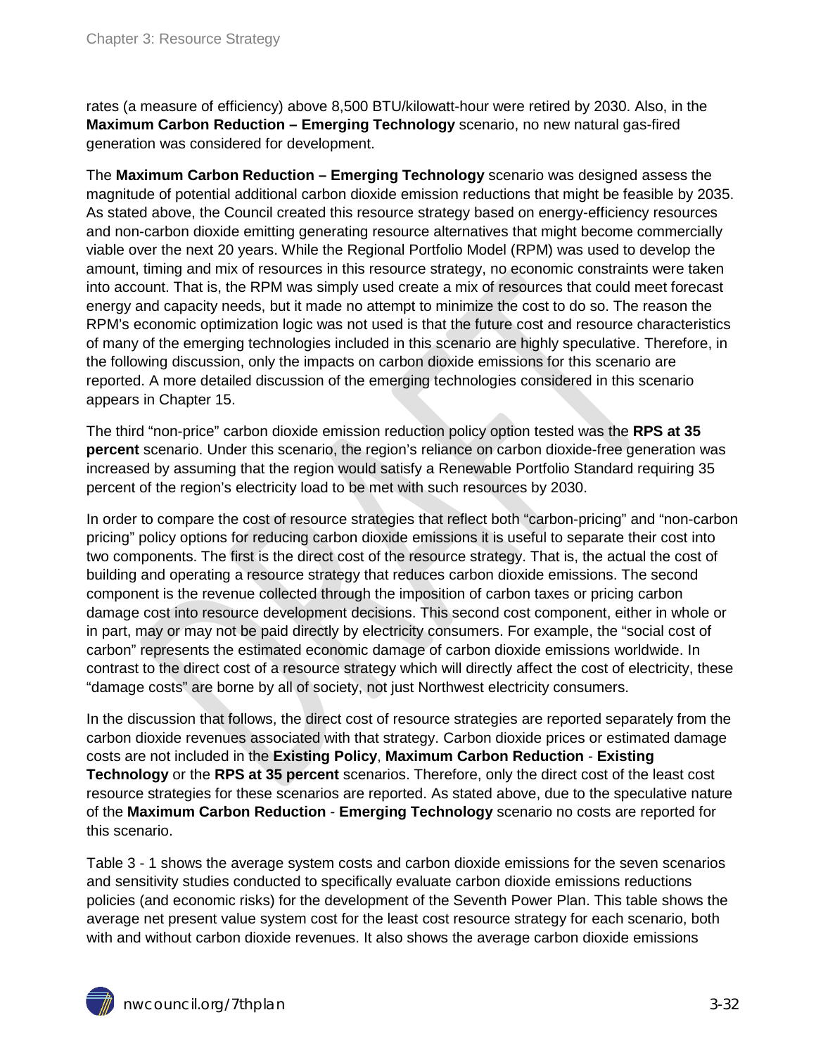rates (a measure of efficiency) above 8,500 BTU/kilowatt-hour were retired by 2030. Also, in the **Maximum Carbon Reduction – Emerging Technology** scenario, no new natural gas-fired generation was considered for development.

The **Maximum Carbon Reduction – Emerging Technology** scenario was designed assess the magnitude of potential additional carbon dioxide emission reductions that might be feasible by 2035. As stated above, the Council created this resource strategy based on energy-efficiency resources and non-carbon dioxide emitting generating resource alternatives that might become commercially viable over the next 20 years. While the Regional Portfolio Model (RPM) was used to develop the amount, timing and mix of resources in this resource strategy, no economic constraints were taken into account. That is, the RPM was simply used create a mix of resources that could meet forecast energy and capacity needs, but it made no attempt to minimize the cost to do so. The reason the RPM's economic optimization logic was not used is that the future cost and resource characteristics of many of the emerging technologies included in this scenario are highly speculative. Therefore, in the following discussion, only the impacts on carbon dioxide emissions for this scenario are reported. A more detailed discussion of the emerging technologies considered in this scenario appears in Chapter 15.

The third "non-price" carbon dioxide emission reduction policy option tested was the **RPS at 35 percent** scenario. Under this scenario, the region's reliance on carbon dioxide-free generation was increased by assuming that the region would satisfy a Renewable Portfolio Standard requiring 35 percent of the region's electricity load to be met with such resources by 2030.

In order to compare the cost of resource strategies that reflect both "carbon-pricing" and "non-carbon pricing" policy options for reducing carbon dioxide emissions it is useful to separate their cost into two components. The first is the direct cost of the resource strategy. That is, the actual the cost of building and operating a resource strategy that reduces carbon dioxide emissions. The second component is the revenue collected through the imposition of carbon taxes or pricing carbon damage cost into resource development decisions. This second cost component, either in whole or in part, may or may not be paid directly by electricity consumers. For example, the "social cost of carbon" represents the estimated economic damage of carbon dioxide emissions worldwide. In contrast to the direct cost of a resource strategy which will directly affect the cost of electricity, these "damage costs" are borne by all of society, not just Northwest electricity consumers.

In the discussion that follows, the direct cost of resource strategies are reported separately from the carbon dioxide revenues associated with that strategy. Carbon dioxide prices or estimated damage costs are not included in the **Existing Policy**, **Maximum Carbon Reduction** - **Existing Technology** or the **RPS at 35 percent** scenarios. Therefore, only the direct cost of the least cost resource strategies for these scenarios are reported. As stated above, due to the speculative nature of the **Maximum Carbon Reduction** - **Emerging Technology** scenario no costs are reported for this scenario.

Table 3 - 1 shows the average system costs and carbon dioxide emissions for the seven scenarios and sensitivity studies conducted to specifically evaluate carbon dioxide emissions reductions policies (and economic risks) for the development of the Seventh Power Plan. This table shows the average net present value system cost for the least cost resource strategy for each scenario, both with and without carbon dioxide revenues. It also shows the average carbon dioxide emissions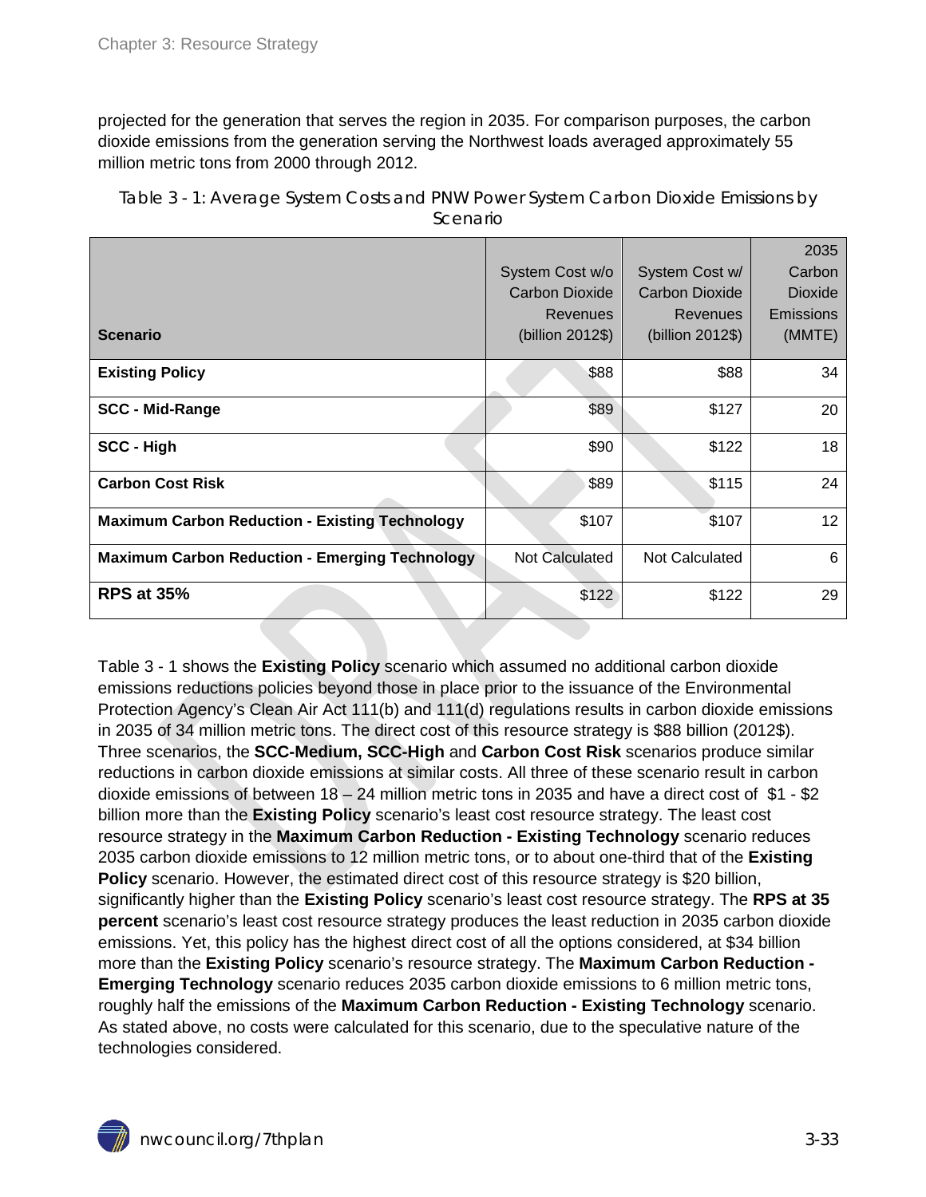projected for the generation that serves the region in 2035. For comparison purposes, the carbon dioxide emissions from the generation serving the Northwest loads averaged approximately 55 million metric tons from 2000 through 2012.

Table 3 - 1: Average System Costs and PNW Power System Carbon Dioxide Emissions by Scenario

| Scenario | System Cost w/o Carbon Dioxide Revenues (billion 2012$) | System Cost w/ Carbon Dioxide Revenues (billion 2012$) | 2035 Carbon Dioxide Emissions (MMTE) |
|---|---|---|---|
| **Existing Policy** | $88 | $88 | 34 |
| **SCC - Mid-Range** | $89 | $127 | 20 |
| **SCC - High** | $90 | $122 | 18 |
| **Carbon Cost Risk** | $89 | $115 | 24 |
| **Maximum Carbon Reduction - Existing Technology** | $107 | $107 | 12 |
| **Maximum Carbon Reduction - Emerging Technology** | Not Calculated | Not Calculated | 6 |
| **RPS at 35%** | $122 | $122 | 29 |

Table 3 - 1 shows the **Existing Policy** scenario which assumed no additional carbon dioxide emissions reductions policies beyond those in place prior to the issuance of the Environmental Protection Agency's Clean Air Act 111(b) and 111(d) regulations results in carbon dioxide emissions in 2035 of 34 million metric tons. The direct cost of this resource strategy is $88 billion (2012$). Three scenarios, the **SCC-Medium, SCC-High** and **Carbon Cost Risk** scenarios produce similar reductions in carbon dioxide emissions at similar costs. All three of these scenario result in carbon dioxide emissions of between 18 – 24 million metric tons in 2035 and have a direct cost of $1 - $2 billion more than the **Existing Policy** scenario's least cost resource strategy. The least cost resource strategy in the **Maximum Carbon Reduction - Existing Technology** scenario reduces 2035 carbon dioxide emissions to 12 million metric tons, or to about one-third that of the **Existing Policy** scenario. However, the estimated direct cost of this resource strategy is $20 billion, significantly higher than the **Existing Policy** scenario's least cost resource strategy. The **RPS at 35 percent** scenario's least cost resource strategy produces the least reduction in 2035 carbon dioxide emissions. Yet, this policy has the highest direct cost of all the options considered, at $34 billion more than the **Existing Policy** scenario's resource strategy. The **Maximum Carbon Reduction - Emerging Technology** scenario reduces 2035 carbon dioxide emissions to 6 million metric tons, roughly half the emissions of the **Maximum Carbon Reduction - Existing Technology** scenario. As stated above, no costs were calculated for this scenario, due to the speculative nature of the technologies considered.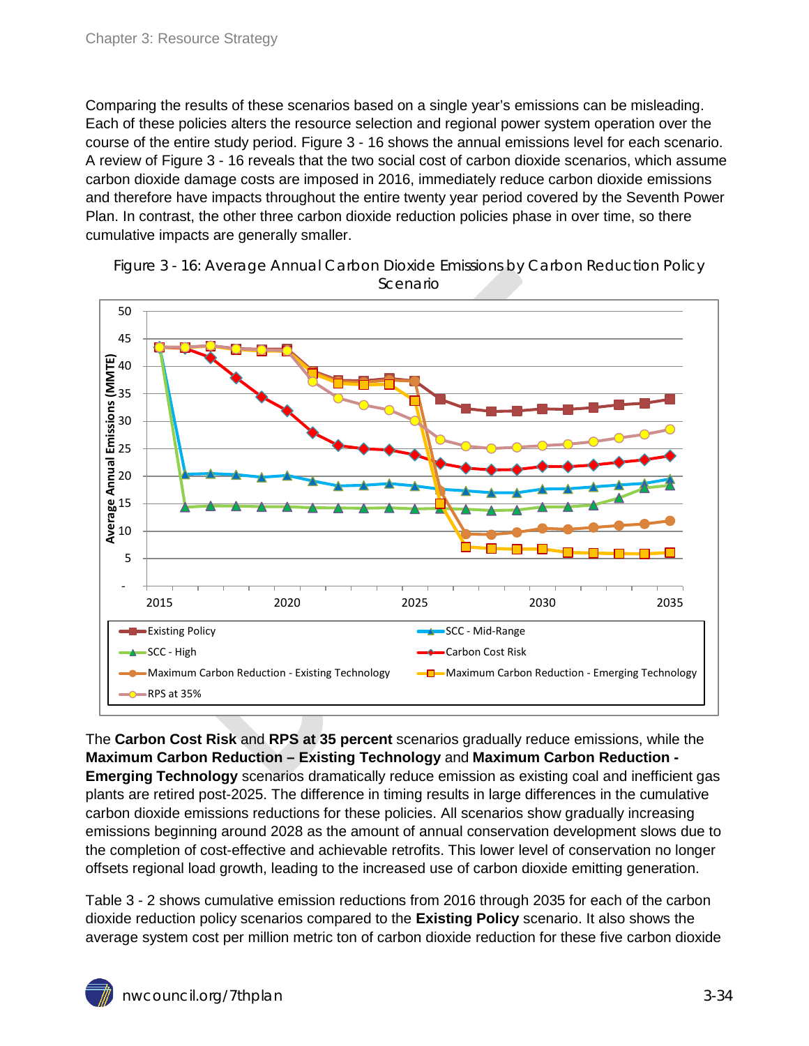Comparing the results of these scenarios based on a single year's emissions can be misleading. Each of these policies alters the resource selection and regional power system operation over the course of the entire study period. Figure 3 - 16 shows the annual emissions level for each scenario. A review of Figure 3 - 16 reveals that the two social cost of carbon dioxide scenarios, which assume carbon dioxide damage costs are imposed in 2016, immediately reduce carbon dioxide emissions and therefore have impacts throughout the entire twenty year period covered by the Seventh Power Plan. In contrast, the other three carbon dioxide reduction policies phase in over time, so there cumulative impacts are generally smaller.

Figure 3 - 16: Average Annual Carbon Dioxide Emissions by Carbon Reduction Policy Scenario

Average Annual Emissions (MMTE)

50
45
40
35
30
25
20
15
10
5
-

2015
2020
2025
2030
2035

Existing Policy
SCC - Mid-Range
SCC - High
Carbon Cost Risk
Maximum Carbon Reduction - Existing Technology
Maximum Carbon Reduction - Emerging Technology
RPS at 35%

The **Carbon Cost Risk** and **RPS at 35 percent** scenarios gradually reduce emissions, while the **Maximum Carbon Reduction – Existing Technology** and **Maximum Carbon Reduction - Emerging Technology** scenarios dramatically reduce emission as existing coal and inefficient gas plants are retired post-2025. The difference in timing results in large differences in the cumulative carbon dioxide emissions reductions for these policies. All scenarios show gradually increasing emissions beginning around 2028 as the amount of annual conservation development slows due to the completion of cost-effective and achievable retrofits. This lower level of conservation no longer offsets regional load growth, leading to the increased use of carbon dioxide emitting generation.

Table 3 - 2 shows cumulative emission reductions from 2016 through 2035 for each of the carbon dioxide reduction policy scenarios compared to the **Existing Policy** scenario. It also shows the average system cost per million metric ton of carbon dioxide reduction for these five carbon dioxide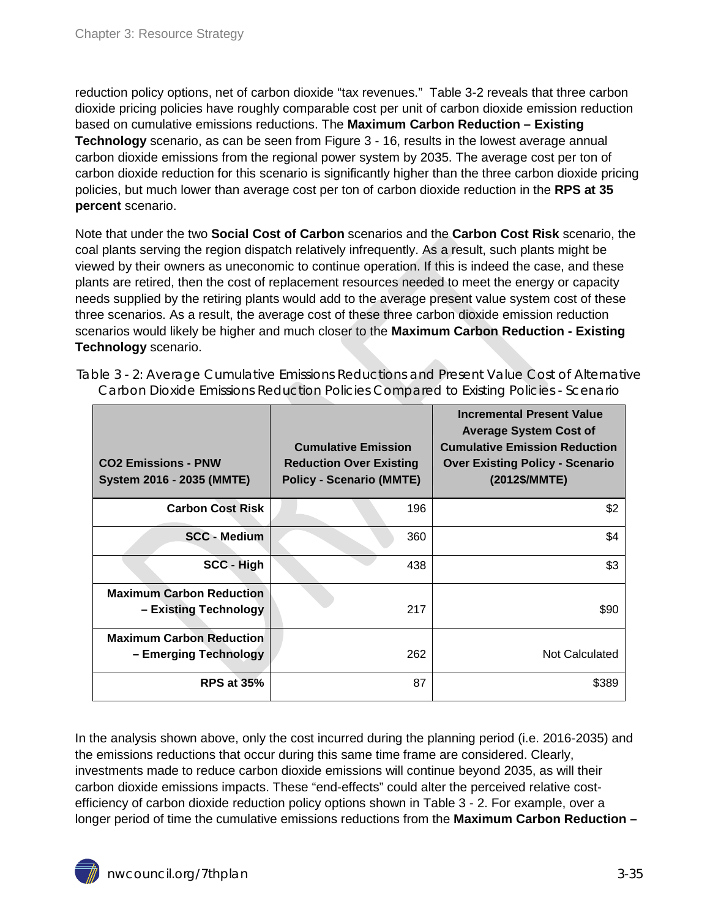reduction policy options, net of carbon dioxide "tax revenues." Table 3-2 reveals that three carbon dioxide pricing policies have roughly comparable cost per unit of carbon dioxide emission reduction based on cumulative emissions reductions. The **Maximum Carbon Reduction – Existing Technology** scenario, as can be seen from Figure 3 - 16, results in the lowest average annual carbon dioxide emissions from the regional power system by 2035. The average cost per ton of carbon dioxide reduction for this scenario is significantly higher than the three carbon dioxide pricing policies, but much lower than average cost per ton of carbon dioxide reduction in the **RPS at 35 percent** scenario.

Note that under the two **Social Cost of Carbon** scenarios and the **Carbon Cost Risk** scenario, the coal plants serving the region dispatch relatively infrequently. As a result, such plants might be viewed by their owners as uneconomic to continue operation. If this is indeed the case, and these plants are retired, then the cost of replacement resources needed to meet the energy or capacity needs supplied by the retiring plants would add to the average present value system cost of these three scenarios. As a result, the average cost of these three carbon dioxide emission reduction scenarios would likely be higher and much closer to the **Maximum Carbon Reduction - Existing Technology** scenario.

Table 3 - 2: Average Cumulative Emissions Reductions and Present Value Cost of Alternative Carbon Dioxide Emissions Reduction Policies Compared to Existing Policies - Scenario

| CO2 Emissions - PNW System 2016 - 2035 (MMTE) | Cumulative Emission Reduction Over Existing Policy - Scenario (MMTE) | Incremental Present Value Average System Cost of Cumulative Emission Reduction Over Existing Policy - Scenario (2012$/MMTE) |
|---|---|---|
| **Carbon Cost Risk** | 196 | $2 |
| **SCC - Medium** | 360 | $4 |
| **SCC - High** | 438 | $3 |
| **Maximum Carbon Reduction – Existing Technology** | 217 | $90 |
| **Maximum Carbon Reduction – Emerging Technology** | 262 | Not Calculated |
| **RPS at 35%** | 87 | $389 |

In the analysis shown above, only the cost incurred during the planning period (i.e. 2016-2035) and the emissions reductions that occur during this same time frame are considered. Clearly, investments made to reduce carbon dioxide emissions will continue beyond 2035, as will their carbon dioxide emissions impacts. These "end-effects" could alter the perceived relative cost-efficiency of carbon dioxide reduction policy options shown in Table 3 - 2. For example, over a longer period of time the cumulative emissions reductions from the **Maximum Carbon Reduction –**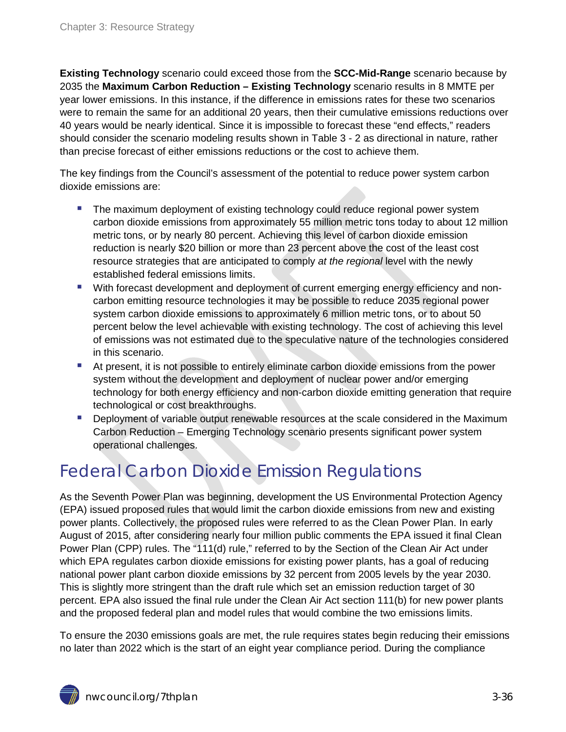**Existing Technology** scenario could exceed those from the **SCC-Mid-Range** scenario because by 2035 the **Maximum Carbon Reduction – Existing Technology** scenario results in 8 MMTE per year lower emissions. In this instance, if the difference in emissions rates for these two scenarios were to remain the same for an additional 20 years, then their cumulative emissions reductions over 40 years would be nearly identical. Since it is impossible to forecast these "end effects," readers should consider the scenario modeling results shown in Table 3 - 2 as directional in nature, rather than precise forecast of either emissions reductions or the cost to achieve them.

The key findings from the Council's assessment of the potential to reduce power system carbon dioxide emissions are:

- The maximum deployment of existing technology could reduce regional power system carbon dioxide emissions from approximately 55 million metric tons today to about 12 million metric tons, or by nearly 80 percent. Achieving this level of carbon dioxide emission reduction is nearly $20 billion or more than 23 percent above the cost of the least cost resource strategies that are anticipated to comply *at the regional* level with the newly established federal emissions limits.
- With forecast development and deployment of current emerging energy efficiency and non-carbon emitting resource technologies it may be possible to reduce 2035 regional power system carbon dioxide emissions to approximately 6 million metric tons, or to about 50 percent below the level achievable with existing technology. The cost of achieving this level of emissions was not estimated due to the speculative nature of the technologies considered in this scenario.
- At present, it is not possible to entirely eliminate carbon dioxide emissions from the power system without the development and deployment of nuclear power and/or emerging technology for both energy efficiency and non-carbon dioxide emitting generation that require technological or cost breakthroughs.
- Deployment of variable output renewable resources at the scale considered in the Maximum Carbon Reduction – Emerging Technology scenario presents significant power system operational challenges.

# Federal Carbon Dioxide Emission Regulations

As the Seventh Power Plan was beginning, development the US Environmental Protection Agency (EPA) issued proposed rules that would limit the carbon dioxide emissions from new and existing power plants. Collectively, the proposed rules were referred to as the Clean Power Plan. In early August of 2015, after considering nearly four million public comments the EPA issued it final Clean Power Plan (CPP) rules. The "111(d) rule," referred to by the Section of the Clean Air Act under which EPA regulates carbon dioxide emissions for existing power plants, has a goal of reducing national power plant carbon dioxide emissions by 32 percent from 2005 levels by the year 2030. This is slightly more stringent than the draft rule which set an emission reduction target of 30 percent. EPA also issued the final rule under the Clean Air Act section 111(b) for new power plants and the proposed federal plan and model rules that would combine the two emissions limits.

To ensure the 2030 emissions goals are met, the rule requires states begin reducing their emissions no later than 2022 which is the start of an eight year compliance period. During the compliance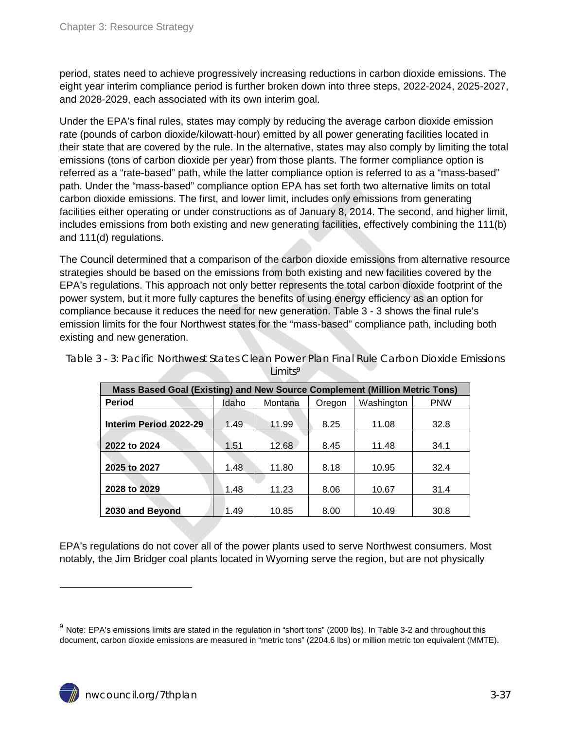period, states need to achieve progressively increasing reductions in carbon dioxide emissions. The eight year interim compliance period is further broken down into three steps, 2022-2024, 2025-2027, and 2028-2029, each associated with its own interim goal.

Under the EPA's final rules, states may comply by reducing the average carbon dioxide emission rate (pounds of carbon dioxide/kilowatt-hour) emitted by all power generating facilities located in their state that are covered by the rule. In the alternative, states may also comply by limiting the total emissions (tons of carbon dioxide per year) from those plants. The former compliance option is referred as a "rate-based" path, while the latter compliance option is referred to as a "mass-based" path. Under the "mass-based" compliance option EPA has set forth two alternative limits on total carbon dioxide emissions. The first, and lower limit, includes only emissions from generating facilities either operating or under constructions as of January 8, 2014. The second, and higher limit, includes emissions from both existing and new generating facilities, effectively combining the 111(b) and 111(d) regulations.

The Council determined that a comparison of the carbon dioxide emissions from alternative resource strategies should be based on the emissions from both existing and new facilities covered by the EPA's regulations. This approach not only better represents the total carbon dioxide footprint of the power system, but it more fully captures the benefits of using energy efficiency as an option for compliance because it reduces the need for new generation. Table 3 - 3 shows the final rule's emission limits for the four Northwest states for the "mass-based" compliance path, including both existing and new generation.

Table 3 - 3: Pacific Northwest States Clean Power Plan Final Rule Carbon Dioxide Emissions Limits[9]

| Mass Based Goal (Existing) and New Source Complement (Million Metric Tons) | | | | | |
|---|---|---|---|---|---|
| **Period** | Idaho | Montana | Oregon | Washington | PNW |
| **Interim Period 2022-29** | 1.49 | 11.99 | 8.25 | 11.08 | 32.8 |
| **2022 to 2024** | 1.51 | 12.68 | 8.45 | 11.48 | 34.1 |
| **2025 to 2027** | 1.48 | 11.80 | 8.18 | 10.95 | 32.4 |
| **2028 to 2029** | 1.48 | 11.23 | 8.06 | 10.67 | 31.4 |
| **2030 and Beyond** | 1.49 | 10.85 | 8.00 | 10.49 | 30.8 |

EPA's regulations do not cover all of the power plants used to serve Northwest consumers. Most notably, the Jim Bridger coal plants located in Wyoming serve the region, but are not physically

[9] Note: EPA's emissions limits are stated in the regulation in "short tons" (2000 lbs). In Table 3-2 and throughout this document, carbon dioxide emissions are measured in "metric tons" (2204.6 lbs) or million metric ton equivalent (MMTE).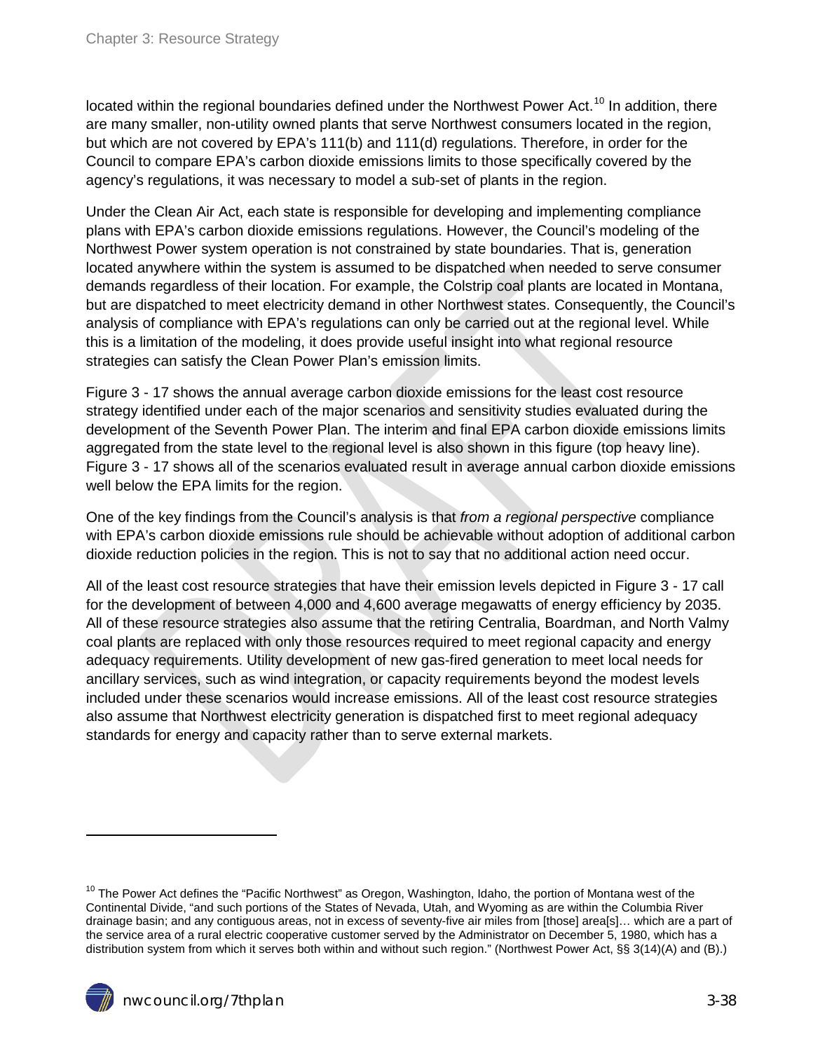located within the regional boundaries defined under the Northwest Power Act.[10] In addition, there are many smaller, non-utility owned plants that serve Northwest consumers located in the region, but which are not covered by EPA's 111(b) and 111(d) regulations. Therefore, in order for the Council to compare EPA's carbon dioxide emissions limits to those specifically covered by the agency's regulations, it was necessary to model a sub-set of plants in the region.

Under the Clean Air Act, each state is responsible for developing and implementing compliance plans with EPA's carbon dioxide emissions regulations. However, the Council's modeling of the Northwest Power system operation is not constrained by state boundaries. That is, generation located anywhere within the system is assumed to be dispatched when needed to serve consumer demands regardless of their location. For example, the Colstrip coal plants are located in Montana, but are dispatched to meet electricity demand in other Northwest states. Consequently, the Council's analysis of compliance with EPA's regulations can only be carried out at the regional level. While this is a limitation of the modeling, it does provide useful insight into what regional resource strategies can satisfy the Clean Power Plan's emission limits.

Figure 3 - 17 shows the annual average carbon dioxide emissions for the least cost resource strategy identified under each of the major scenarios and sensitivity studies evaluated during the development of the Seventh Power Plan. The interim and final EPA carbon dioxide emissions limits aggregated from the state level to the regional level is also shown in this figure (top heavy line). Figure 3 - 17 shows all of the scenarios evaluated result in average annual carbon dioxide emissions well below the EPA limits for the region.

One of the key findings from the Council's analysis is that *from a regional perspective* compliance with EPA's carbon dioxide emissions rule should be achievable without adoption of additional carbon dioxide reduction policies in the region. This is not to say that no additional action need occur.

All of the least cost resource strategies that have their emission levels depicted in Figure 3 - 17 call for the development of between 4,000 and 4,600 average megawatts of energy efficiency by 2035. All of these resource strategies also assume that the retiring Centralia, Boardman, and North Valmy coal plants are replaced with only those resources required to meet regional capacity and energy adequacy requirements. Utility development of new gas-fired generation to meet local needs for ancillary services, such as wind integration, or capacity requirements beyond the modest levels included under these scenarios would increase emissions. All of the least cost resource strategies also assume that Northwest electricity generation is dispatched first to meet regional adequacy standards for energy and capacity rather than to serve external markets.

---

[10] The Power Act defines the "Pacific Northwest" as Oregon, Washington, Idaho, the portion of Montana west of the Continental Divide, "and such portions of the States of Nevada, Utah, and Wyoming as are within the Columbia River drainage basin; and any contiguous areas, not in excess of seventy-five air miles from [those] area[s]… which are a part of the service area of a rural electric cooperative customer served by the Administrator on December 5, 1980, which has a distribution system from which it serves both within and without such region." (Northwest Power Act, §§ 3(14)(A) and (B).)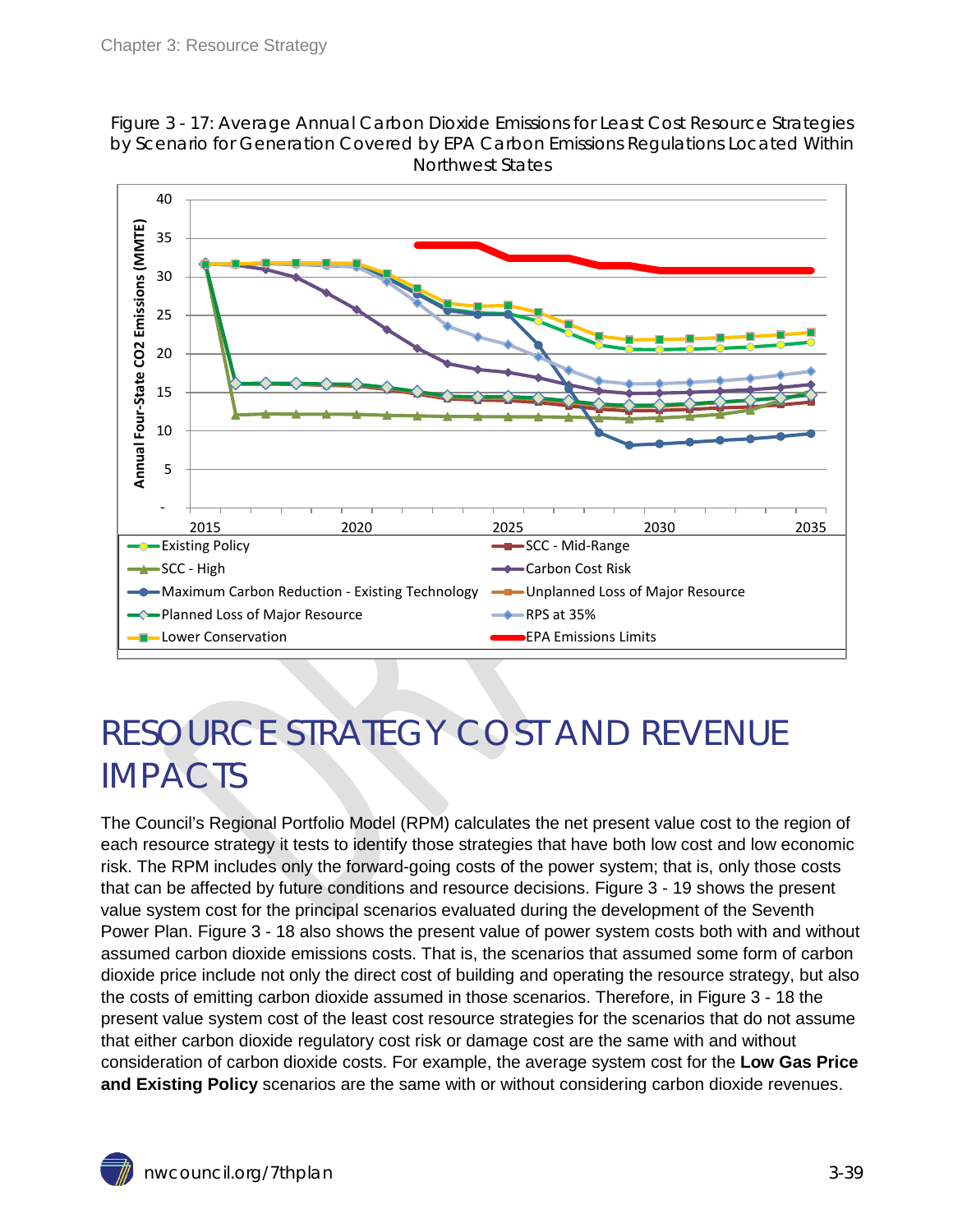Figure 3 - 17: Average Annual Carbon Dioxide Emissions for Least Cost Resource Strategies by Scenario for Generation Covered by EPA Carbon Emissions Regulations Located Within Northwest States

Annual Four-State CO2 Emissions (MMTE)

40
35
30
25
20
15
10
5
-

2015
2020
2025
2030
2035

Existing Policy
SCC - Mid-Range
SCC - High
Carbon Cost Risk
Maximum Carbon Reduction - Existing Technology
Unplanned Loss of Major Resource
Planned Loss of Major Resource
RPS at 35%
Lower Conservation
EPA Emissions Limits

# RESOURCE STRATEGY COST AND REVENUE IMPACTS

The Council's Regional Portfolio Model (RPM) calculates the net present value cost to the region of each resource strategy it tests to identify those strategies that have both low cost and low economic risk. The RPM includes only the forward-going costs of the power system; that is, only those costs that can be affected by future conditions and resource decisions. Figure 3 - 19 shows the present value system cost for the principal scenarios evaluated during the development of the Seventh Power Plan. Figure 3 - 18 also shows the present value of power system costs both with and without assumed carbon dioxide emissions costs. That is, the scenarios that assumed some form of carbon dioxide price include not only the direct cost of building and operating the resource strategy, but also the costs of emitting carbon dioxide assumed in those scenarios. Therefore, in Figure 3 - 18 the present value system cost of the least cost resource strategies for the scenarios that do not assume that either carbon dioxide regulatory cost risk or damage cost are the same with and without consideration of carbon dioxide costs. For example, the average system cost for the **Low Gas Price and Existing Policy** scenarios are the same with or without considering carbon dioxide revenues.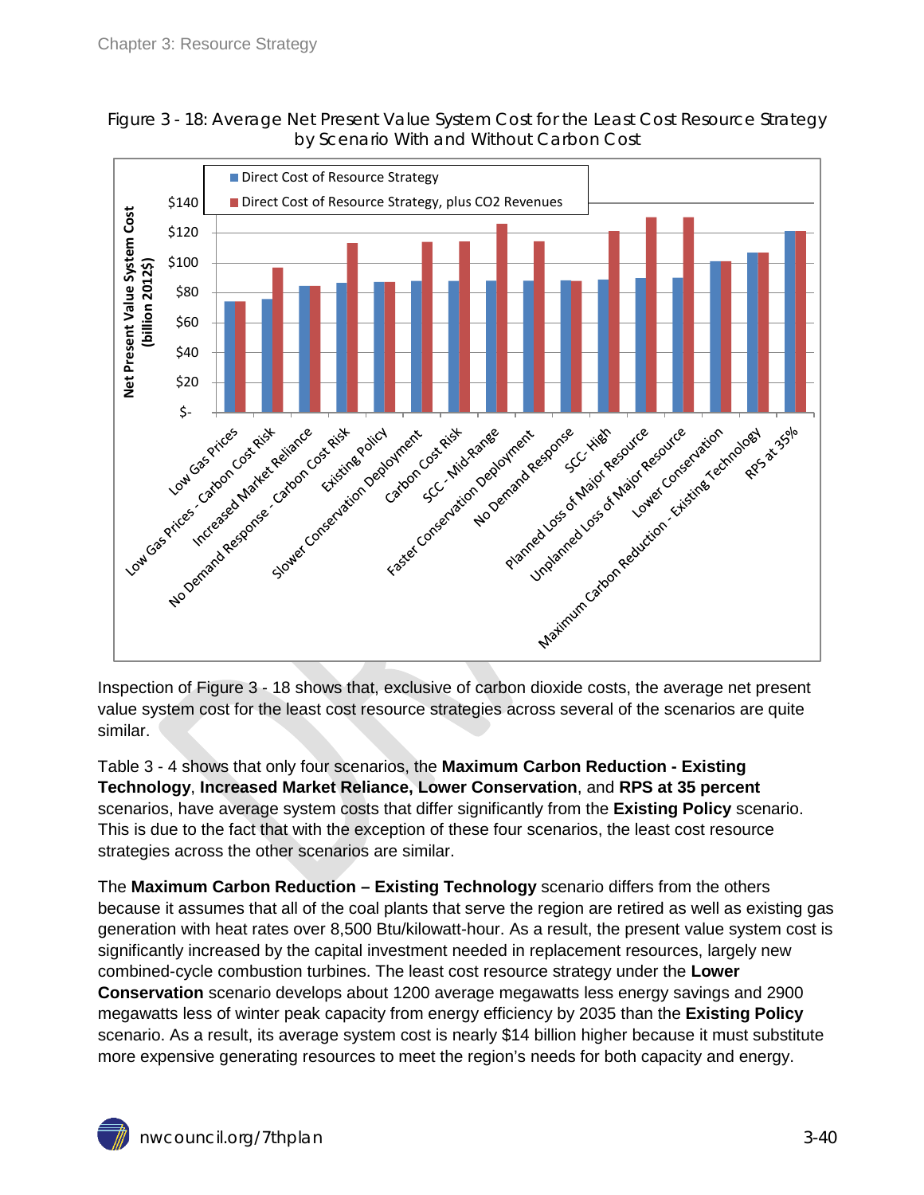Figure 3 - 18: Average Net Present Value System Cost for the Least Cost Resource Strategy by Scenario With and Without Carbon Cost

Direct Cost of Resource Strategy

Direct Cost of Resource Strategy, plus CO2 Revenues

Net Present Value System Cost (billion 2012$)

$140
$120
$100
$80
$60
$40
$20
$-

Low Gas Prices
Low Gas Prices - Carbon Cost Risk
Increased Market Reliance
No Demand Response - Carbon Cost Risk
Existing Policy
Slower Conservation Deployment
Carbon Cost Risk
SCC - Mid-Range
Faster Conservation Deployment
No Demand Response
SCC- High
Planned Loss of Major Resource
Unplanned Loss of Major Resource
Lower Conservation
Maximum Carbon Reduction - Existing Technology
RPS at 35%

Inspection of Figure 3 - 18 shows that, exclusive of carbon dioxide costs, the average net present value system cost for the least cost resource strategies across several of the scenarios are quite similar.

Table 3 - 4 shows that only four scenarios, the **Maximum Carbon Reduction - Existing Technology**, **Increased Market Reliance, Lower Conservation**, and **RPS at 35 percent** scenarios, have average system costs that differ significantly from the **Existing Policy** scenario. This is due to the fact that with the exception of these four scenarios, the least cost resource strategies across the other scenarios are similar.

The **Maximum Carbon Reduction – Existing Technology** scenario differs from the others because it assumes that all of the coal plants that serve the region are retired as well as existing gas generation with heat rates over 8,500 Btu/kilowatt-hour. As a result, the present value system cost is significantly increased by the capital investment needed in replacement resources, largely new combined-cycle combustion turbines. The least cost resource strategy under the **Lower Conservation** scenario develops about 1200 average megawatts less energy savings and 2900 megawatts less of winter peak capacity from energy efficiency by 2035 than the **Existing Policy** scenario. As a result, its average system cost is nearly $14 billion higher because it must substitute more expensive generating resources to meet the region's needs for both capacity and energy.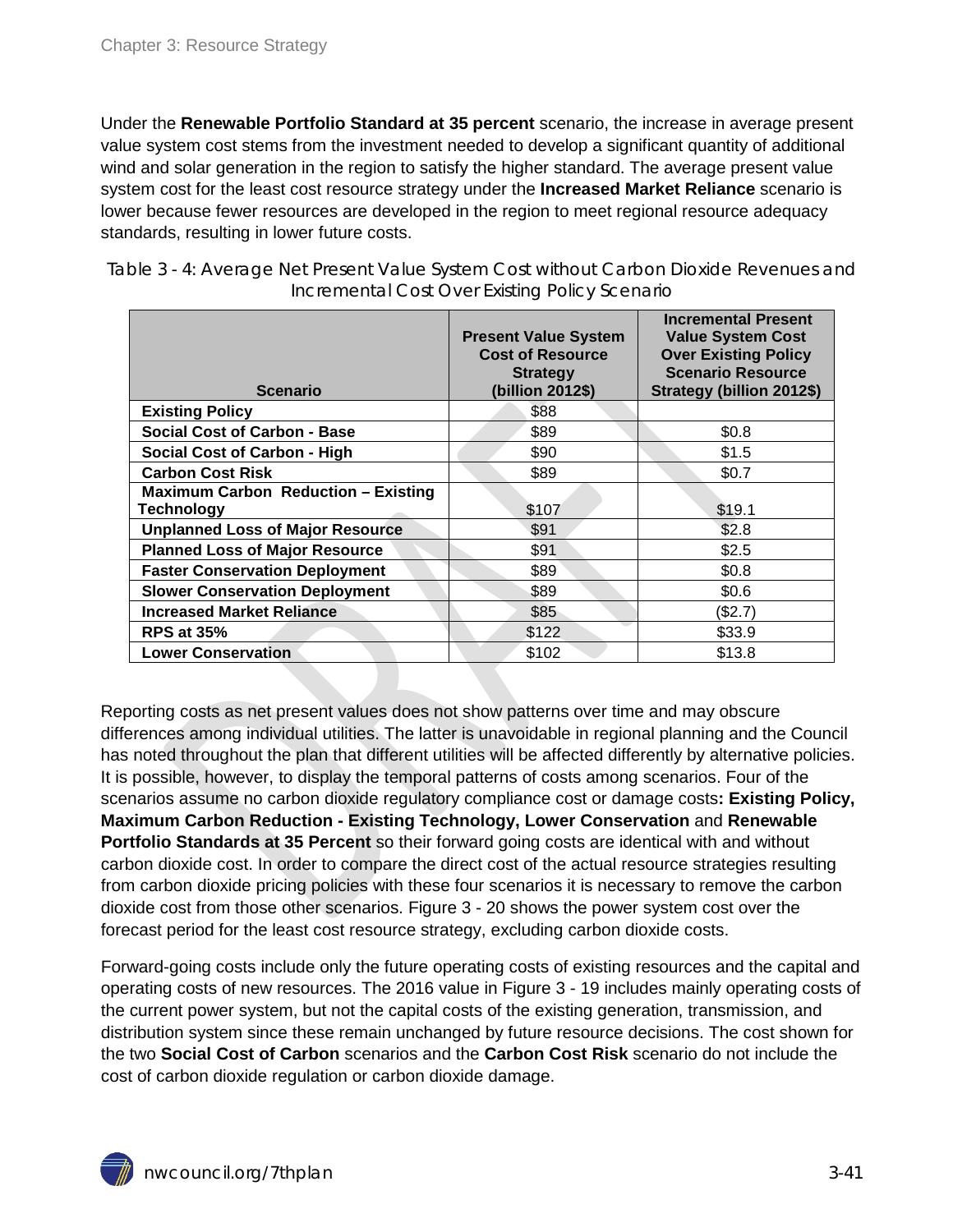Under the **Renewable Portfolio Standard at 35 percent** scenario, the increase in average present value system cost stems from the investment needed to develop a significant quantity of additional wind and solar generation in the region to satisfy the higher standard. The average present value system cost for the least cost resource strategy under the **Increased Market Reliance** scenario is lower because fewer resources are developed in the region to meet regional resource adequacy standards, resulting in lower future costs.

Table 3 - 4: Average Net Present Value System Cost without Carbon Dioxide Revenues and Incremental Cost Over Existing Policy Scenario

| Scenario | Present Value System Cost of Resource Strategy (billion 2012$) | Incremental Present Value System Cost Over Existing Policy Scenario Resource Strategy (billion 2012$) |
|---|---|---|
| **Existing Policy** | $88 | |
| **Social Cost of Carbon - Base** | $89 | $0.8 |
| **Social Cost of Carbon - High** | $90 | $1.5 |
| **Carbon Cost Risk** | $89 | $0.7 |
| **Maximum Carbon Reduction – Existing Technology** | $107 | $19.1 |
| **Unplanned Loss of Major Resource** | $91 | $2.8 |
| **Planned Loss of Major Resource** | $91 | $2.5 |
| **Faster Conservation Deployment** | $89 | $0.8 |
| **Slower Conservation Deployment** | $89 | $0.6 |
| **Increased Market Reliance** | $85 | ($2.7) |
| **RPS at 35%** | $122 | $33.9 |
| **Lower Conservation** | $102 | $13.8 |

Reporting costs as net present values does not show patterns over time and may obscure differences among individual utilities. The latter is unavoidable in regional planning and the Council has noted throughout the plan that different utilities will be affected differently by alternative policies. It is possible, however, to display the temporal patterns of costs among scenarios. Four of the scenarios assume no carbon dioxide regulatory compliance cost or damage costs**: Existing Policy, Maximum Carbon Reduction - Existing Technology, Lower Conservation** and **Renewable Portfolio Standards at 35 Percent** so their forward going costs are identical with and without carbon dioxide cost. In order to compare the direct cost of the actual resource strategies resulting from carbon dioxide pricing policies with these four scenarios it is necessary to remove the carbon dioxide cost from those other scenarios. Figure 3 - 20 shows the power system cost over the forecast period for the least cost resource strategy, excluding carbon dioxide costs.

Forward-going costs include only the future operating costs of existing resources and the capital and operating costs of new resources. The 2016 value in Figure 3 - 19 includes mainly operating costs of the current power system, but not the capital costs of the existing generation, transmission, and distribution system since these remain unchanged by future resource decisions. The cost shown for the two **Social Cost of Carbon** scenarios and the **Carbon Cost Risk** scenario do not include the cost of carbon dioxide regulation or carbon dioxide damage.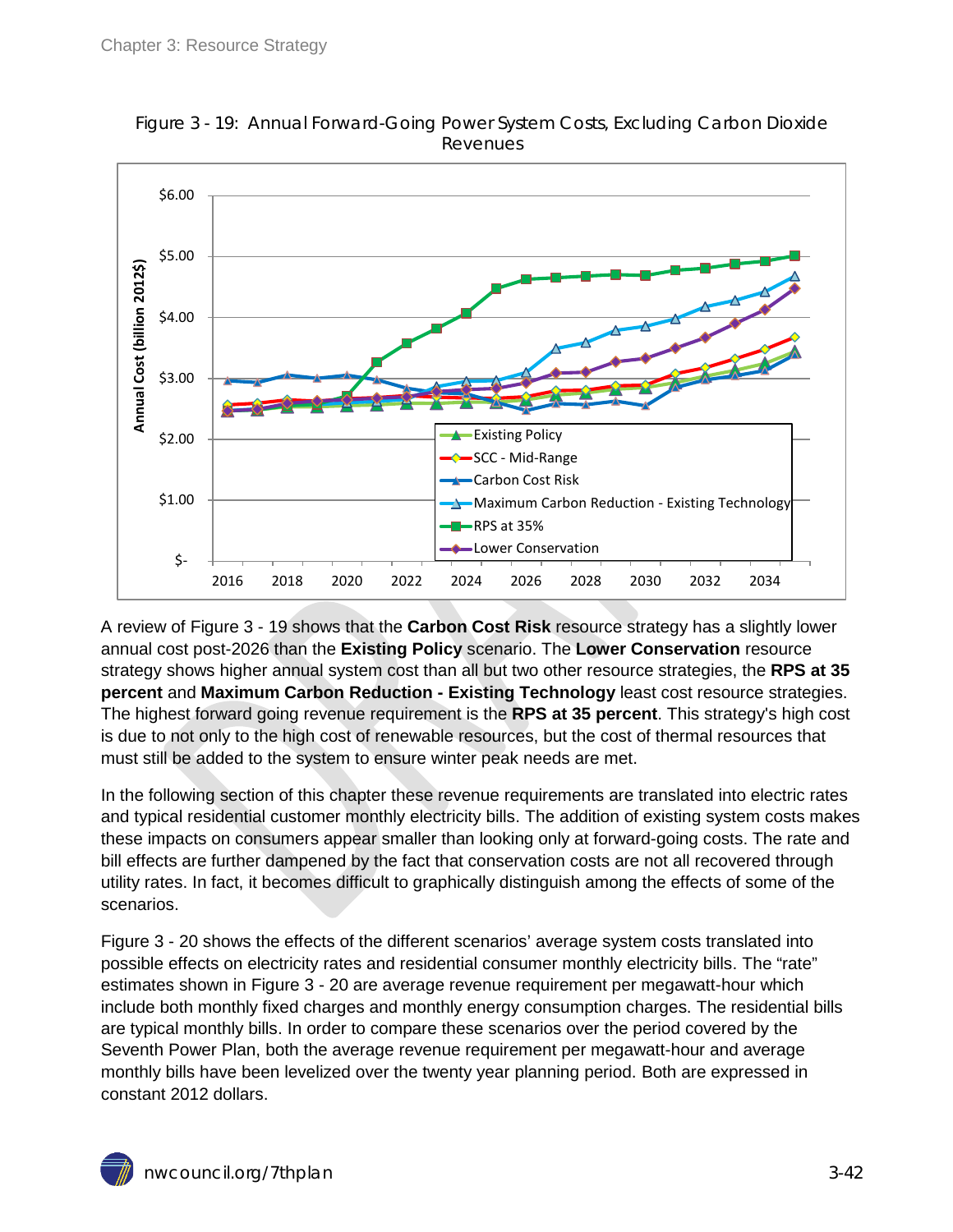Figure 3 - 19: Annual Forward-Going Power System Costs, Excluding Carbon Dioxide Revenues

Annual Cost (billion 2012$)

$6.00
$5.00
$4.00
$3.00
$2.00
$1.00
$-

2016 2018 2020 2022 2024 2026 2028 2030 2032 2034

Existing Policy
SCC - Mid-Range
Carbon Cost Risk
Maximum Carbon Reduction - Existing Technology
RPS at 35%
Lower Conservation

A review of Figure 3 - 19 shows that the **Carbon Cost Risk** resource strategy has a slightly lower annual cost post-2026 than the **Existing Policy** scenario. The **Lower Conservation** resource strategy shows higher annual system cost than all but two other resource strategies, the **RPS at 35 percent** and **Maximum Carbon Reduction - Existing Technology** least cost resource strategies. The highest forward going revenue requirement is the **RPS at 35 percent**. This strategy's high cost is due to not only to the high cost of renewable resources, but the cost of thermal resources that must still be added to the system to ensure winter peak needs are met.

In the following section of this chapter these revenue requirements are translated into electric rates and typical residential customer monthly electricity bills. The addition of existing system costs makes these impacts on consumers appear smaller than looking only at forward-going costs. The rate and bill effects are further dampened by the fact that conservation costs are not all recovered through utility rates. In fact, it becomes difficult to graphically distinguish among the effects of some of the scenarios.

Figure 3 - 20 shows the effects of the different scenarios' average system costs translated into possible effects on electricity rates and residential consumer monthly electricity bills. The "rate" estimates shown in Figure 3 - 20 are average revenue requirement per megawatt-hour which include both monthly fixed charges and monthly energy consumption charges. The residential bills are typical monthly bills. In order to compare these scenarios over the period covered by the Seventh Power Plan, both the average revenue requirement per megawatt-hour and average monthly bills have been levelized over the twenty year planning period. Both are expressed in constant 2012 dollars.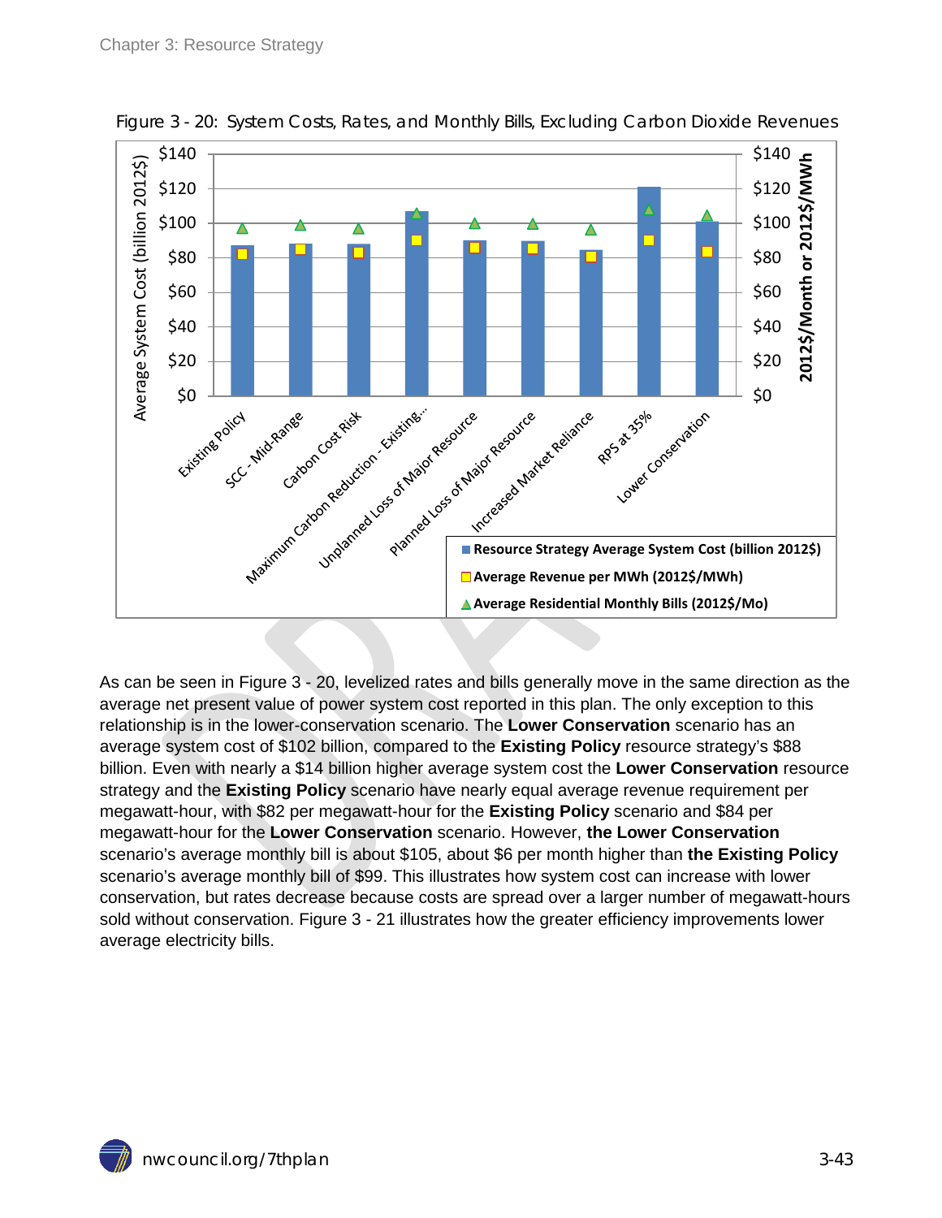Figure 3 - 20: System Costs, Rates, and Monthly Bills, Excluding Carbon Dioxide Revenues

Average System Cost (billion 2012$)

$140
$120
$100
$80
$60
$40
$20
$0

2012$/Month or 2012$/MWh

Existing Policy
SCC - Mid-Range
Carbon Cost Risk
Maximum Carbon Reduction - Existing...
Unplanned Loss of Major Resource
Planned Loss of Major Resource
Increased Market Reliance
RPS at 35%
Lower Conservation

Resource Strategy Average System Cost (billion 2012$)
Average Revenue per MWh (2012$/MWh)
Average Residential Monthly Bills (2012$/Mo)

As can be seen in Figure 3 - 20, levelized rates and bills generally move in the same direction as the average net present value of power system cost reported in this plan. The only exception to this relationship is in the lower-conservation scenario. The **Lower Conservation** scenario has an average system cost of $102 billion, compared to the **Existing Policy** resource strategy's $88 billion. Even with nearly a $14 billion higher average system cost the **Lower Conservation** resource strategy and the **Existing Policy** scenario have nearly equal average revenue requirement per megawatt-hour, with $82 per megawatt-hour for the **Existing Policy** scenario and $84 per megawatt-hour for the **Lower Conservation** scenario. However, **the Lower Conservation** scenario's average monthly bill is about $105, about $6 per month higher than **the Existing Policy** scenario's average monthly bill of $99. This illustrates how system cost can increase with lower conservation, but rates decrease because costs are spread over a larger number of megawatt-hours sold without conservation. Figure 3 - 21 illustrates how the greater efficiency improvements lower average electricity bills.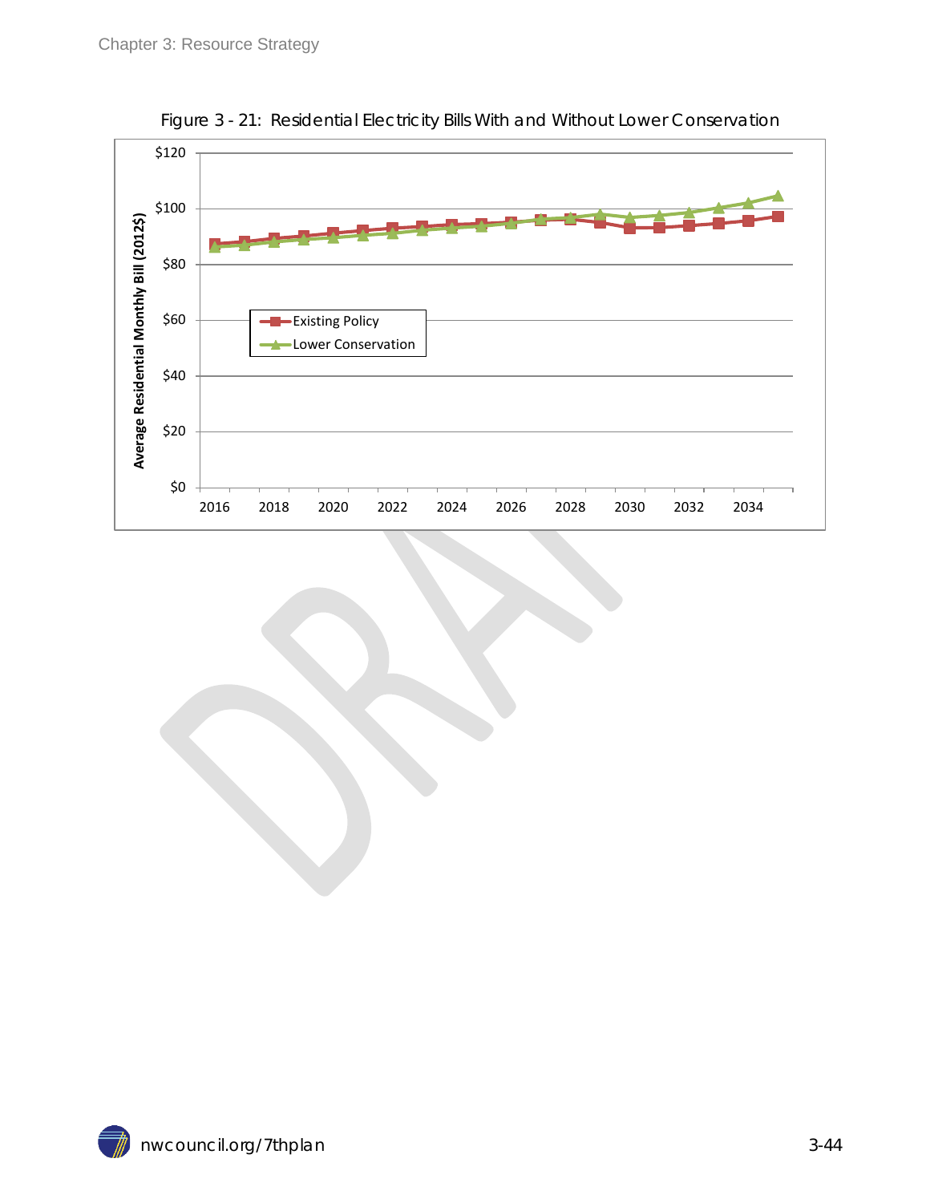Figure 3 - 21: Residential Electricity Bills With and Without Lower Conservation

Average Residential Monthly Bill (2012$)

$120
$100
$80
$60
$40
$20
$0

2016 2018 2020 2022 2024 2026 2028 2030 2032 2034

Existing Policy
Lower Conservation